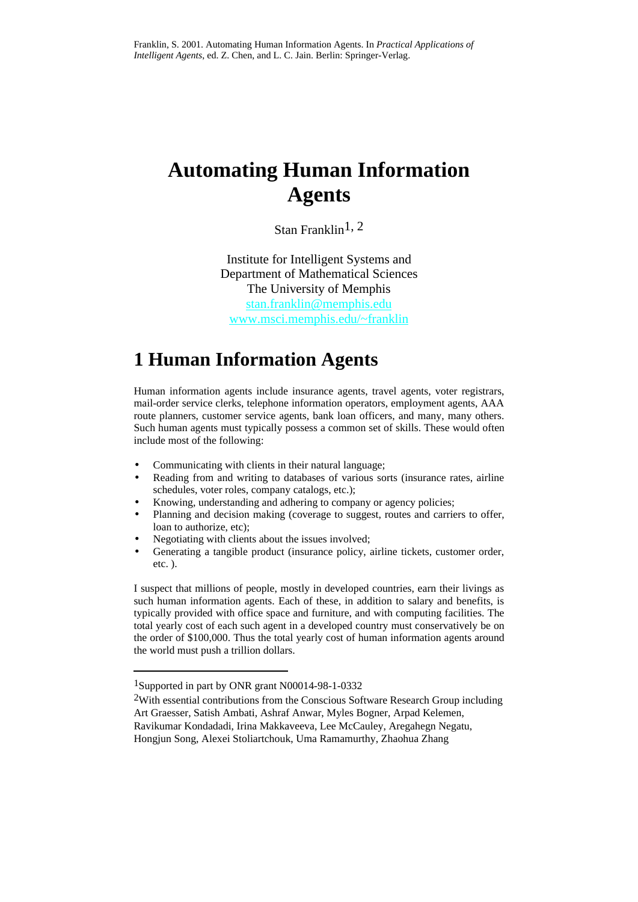Franklin, S. 2001. Automating Human Information Agents. In *Practical Applications of Intelligent Agents*, ed. Z. Chen, and L. C. Jain. Berlin: Springer-Verlag.

# Automating Human Information Agents

Stan Franklin[1, 2]

Institute for Intelligent Systems and
Department of Mathematical Sciences
The University of Memphis
stan.franklin@memphis.edu
www.msci.memphis.edu/~franklin

## 1 Human Information Agents

Human information agents include insurance agents, travel agents, voter registrars, mail-order service clerks, telephone information operators, employment agents, AAA route planners, customer service agents, bank loan officers, and many, many others. Such human agents must typically possess a common set of skills. These would often include most of the following:

- Communicating with clients in their natural language;
- Reading from and writing to databases of various sorts (insurance rates, airline schedules, voter roles, company catalogs, etc.);
- Knowing, understanding and adhering to company or agency policies;
- Planning and decision making (coverage to suggest, routes and carriers to offer, loan to authorize, etc);
- Negotiating with clients about the issues involved;
- Generating a tangible product (insurance policy, airline tickets, customer order, etc. ).

I suspect that millions of people, mostly in developed countries, earn their livings as such human information agents. Each of these, in addition to salary and benefits, is typically provided with office space and furniture, and with computing facilities. The total yearly cost of each such agent in a developed country must conservatively be on the order of $100,000. Thus the total yearly cost of human information agents around the world must push a trillion dollars.

---

[1]Supported in part by ONR grant N00014-98-1-0332

[2]With essential contributions from the Conscious Software Research Group including Art Graesser, Satish Ambati, Ashraf Anwar, Myles Bogner, Arpad Kelemen, Ravikumar Kondadadi, Irina Makkaveeva, Lee McCauley, Aregahegn Negatu, Hongjun Song, Alexei Stoliartchouk, Uma Ramamurthy, Zhaohua Zhang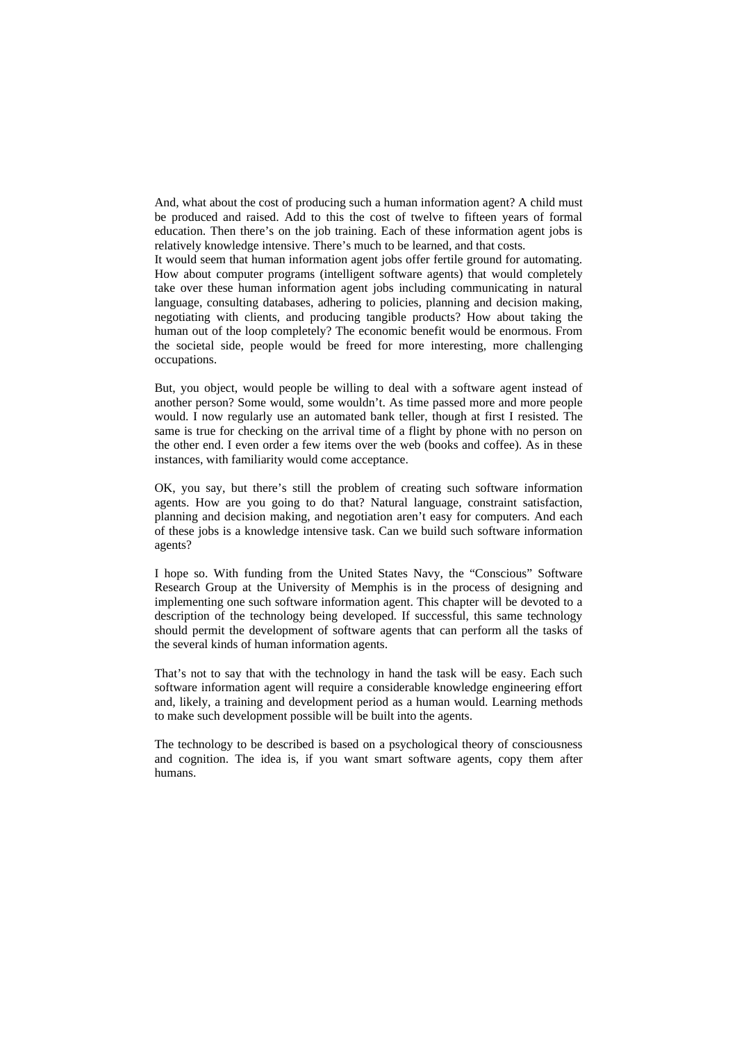And, what about the cost of producing such a human information agent? A child must be produced and raised. Add to this the cost of twelve to fifteen years of formal education. Then there's on the job training. Each of these information agent jobs is relatively knowledge intensive. There's much to be learned, and that costs.
It would seem that human information agent jobs offer fertile ground for automating. How about computer programs (intelligent software agents) that would completely take over these human information agent jobs including communicating in natural language, consulting databases, adhering to policies, planning and decision making, negotiating with clients, and producing tangible products? How about taking the human out of the loop completely? The economic benefit would be enormous. From the societal side, people would be freed for more interesting, more challenging occupations.

But, you object, would people be willing to deal with a software agent instead of another person? Some would, some wouldn't. As time passed more and more people would. I now regularly use an automated bank teller, though at first I resisted. The same is true for checking on the arrival time of a flight by phone with no person on the other end. I even order a few items over the web (books and coffee). As in these instances, with familiarity would come acceptance.

OK, you say, but there's still the problem of creating such software information agents. How are you going to do that? Natural language, constraint satisfaction, planning and decision making, and negotiation aren't easy for computers. And each of these jobs is a knowledge intensive task. Can we build such software information agents?

I hope so. With funding from the United States Navy, the "Conscious" Software Research Group at the University of Memphis is in the process of designing and implementing one such software information agent. This chapter will be devoted to a description of the technology being developed. If successful, this same technology should permit the development of software agents that can perform all the tasks of the several kinds of human information agents.

That's not to say that with the technology in hand the task will be easy. Each such software information agent will require a considerable knowledge engineering effort and, likely, a training and development period as a human would. Learning methods to make such development possible will be built into the agents.

The technology to be described is based on a psychological theory of consciousness and cognition. The idea is, if you want smart software agents, copy them after humans.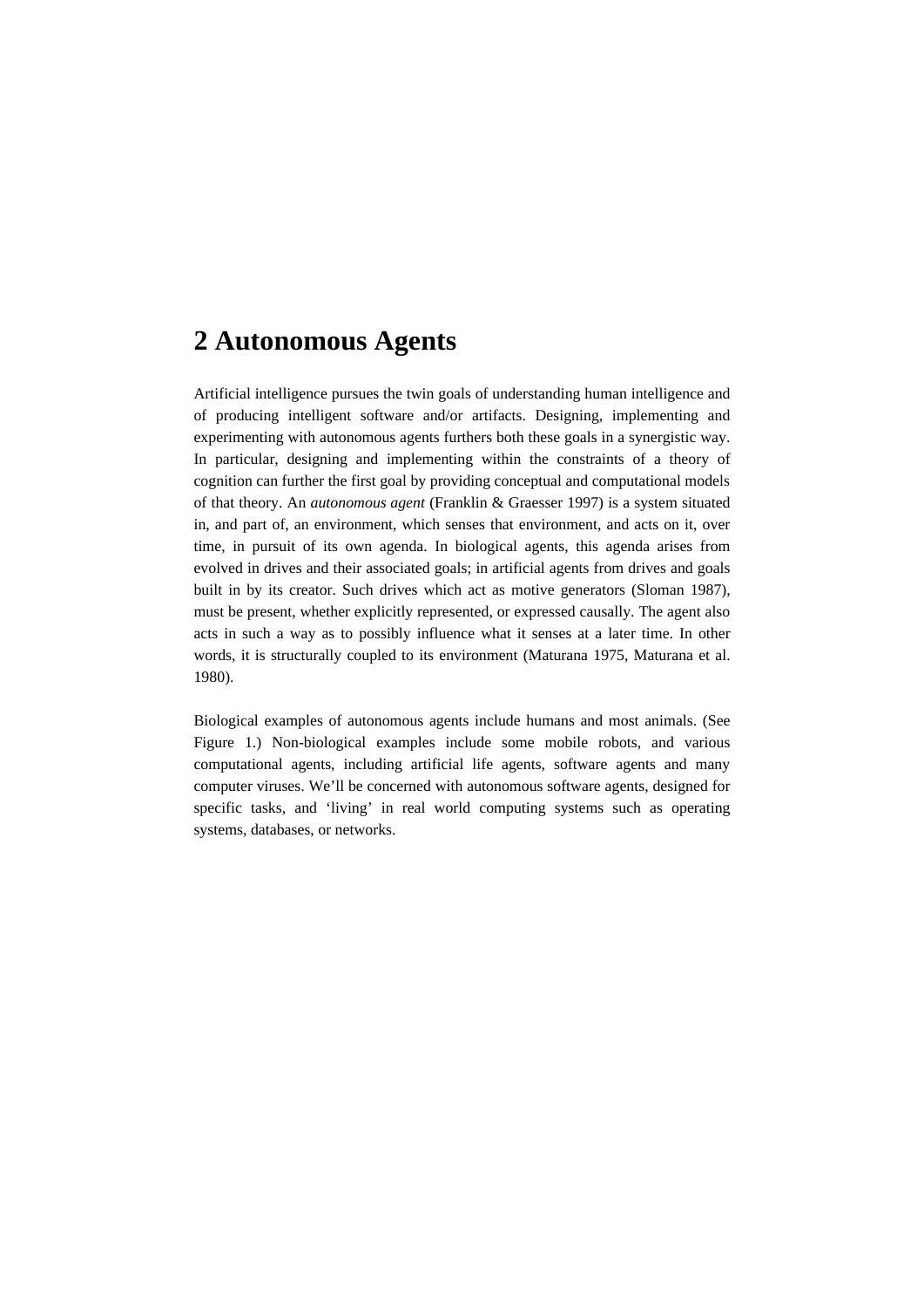# 2 Autonomous Agents

Artificial intelligence pursues the twin goals of understanding human intelligence and of producing intelligent software and/or artifacts. Designing, implementing and experimenting with autonomous agents furthers both these goals in a synergistic way. In particular, designing and implementing within the constraints of a theory of cognition can further the first goal by providing conceptual and computational models of that theory. An *autonomous agent* (Franklin & Graesser 1997) is a system situated in, and part of, an environment, which senses that environment, and acts on it, over time, in pursuit of its own agenda. In biological agents, this agenda arises from evolved in drives and their associated goals; in artificial agents from drives and goals built in by its creator. Such drives which act as motive generators (Sloman 1987), must be present, whether explicitly represented, or expressed causally. The agent also acts in such a way as to possibly influence what it senses at a later time. In other words, it is structurally coupled to its environment (Maturana 1975, Maturana et al. 1980).

Biological examples of autonomous agents include humans and most animals. (See Figure 1.) Non-biological examples include some mobile robots, and various computational agents, including artificial life agents, software agents and many computer viruses. We'll be concerned with autonomous software agents, designed for specific tasks, and 'living' in real world computing systems such as operating systems, databases, or networks.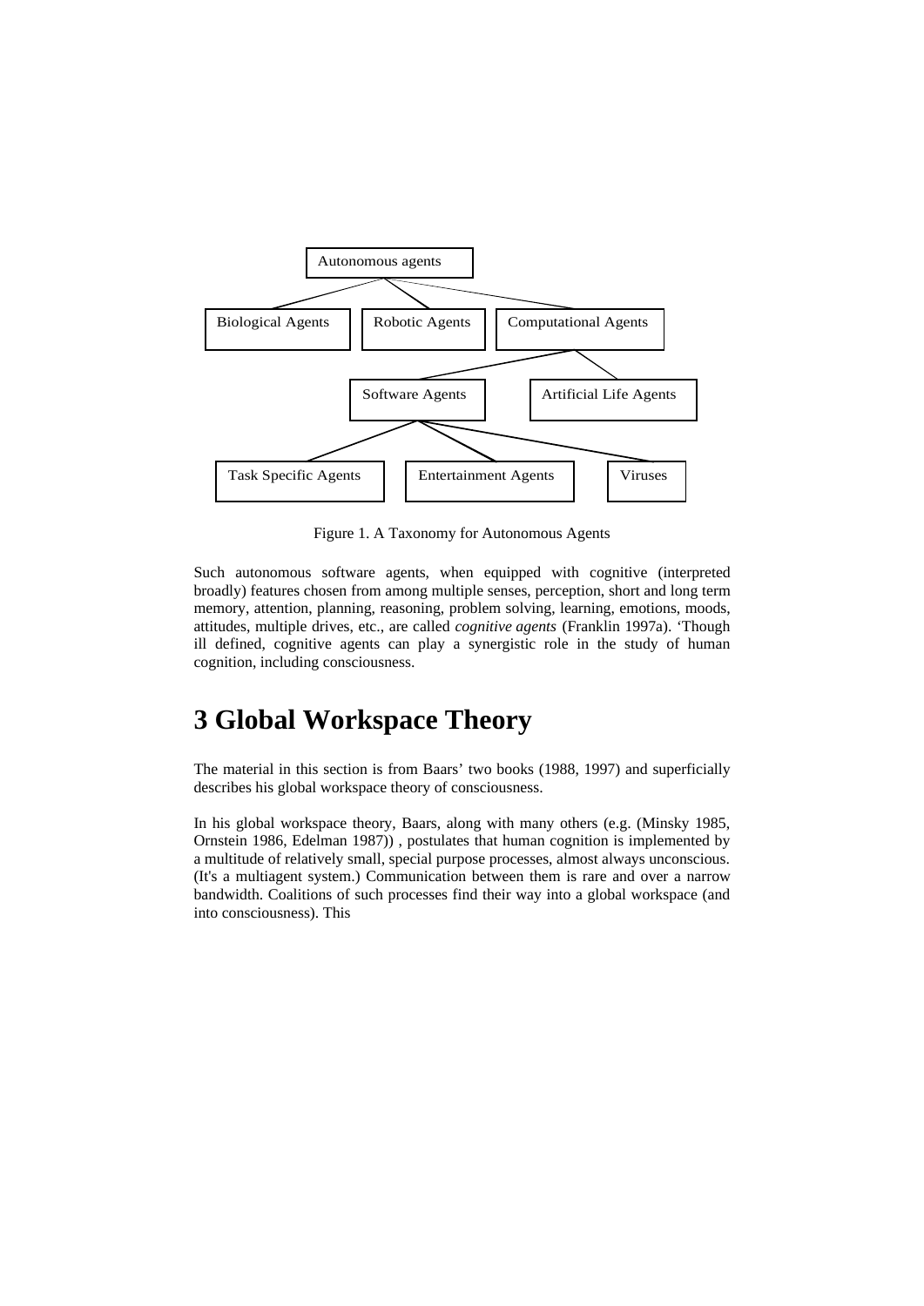Figure 1. A Taxonomy for Autonomous Agents

Such autonomous software agents, when equipped with cognitive (interpreted broadly) features chosen from among multiple senses, perception, short and long term memory, attention, planning, reasoning, problem solving, learning, emotions, moods, attitudes, multiple drives, etc., are called *cognitive agents* (Franklin 1997a). 'Though ill defined, cognitive agents can play a synergistic role in the study of human cognition, including consciousness.

# 3 Global Workspace Theory

The material in this section is from Baars' two books (1988, 1997) and superficially describes his global workspace theory of consciousness.

In his global workspace theory, Baars, along with many others (e.g. (Minsky 1985, Ornstein 1986, Edelman 1987)) , postulates that human cognition is implemented by a multitude of relatively small, special purpose processes, almost always unconscious. (It's a multiagent system.) Communication between them is rare and over a narrow bandwidth. Coalitions of such processes find their way into a global workspace (and into consciousness). This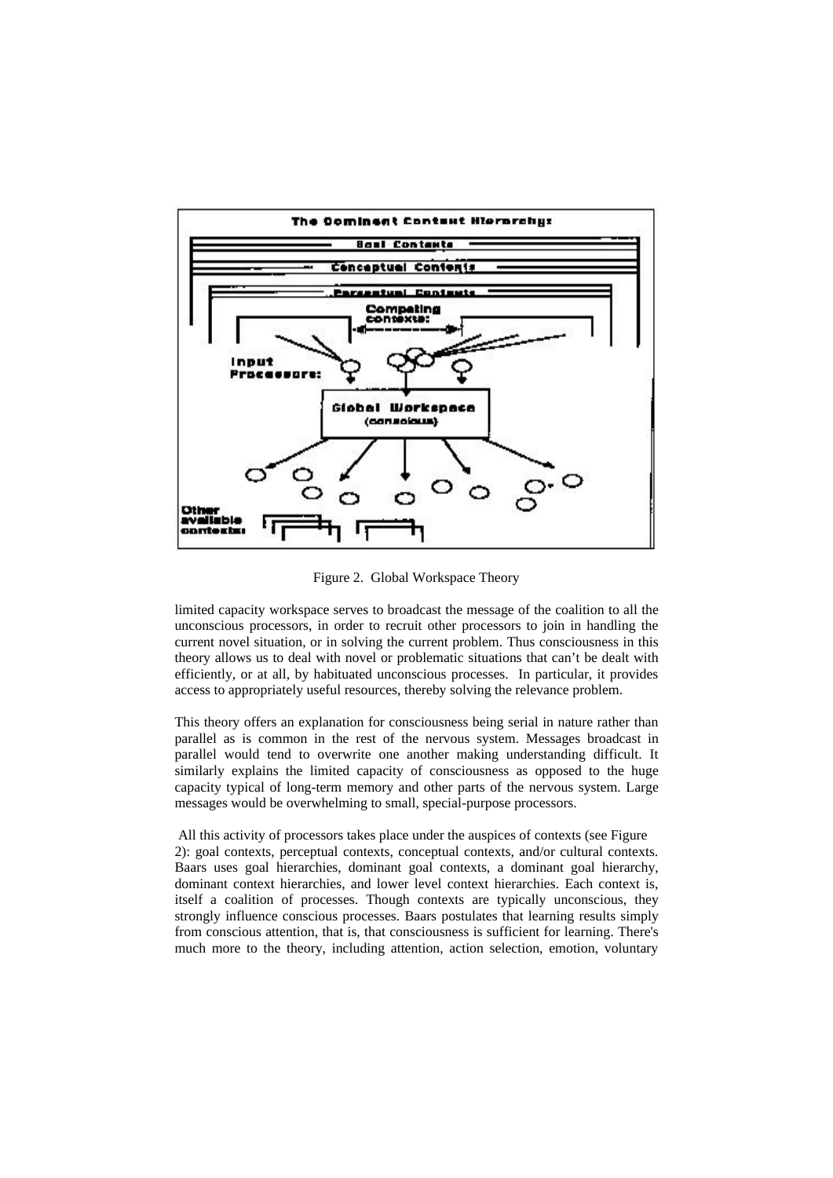Figure 2. Global Workspace Theory

limited capacity workspace serves to broadcast the message of the coalition to all the unconscious processors, in order to recruit other processors to join in handling the current novel situation, or in solving the current problem. Thus consciousness in this theory allows us to deal with novel or problematic situations that can't be dealt with efficiently, or at all, by habituated unconscious processes. In particular, it provides access to appropriately useful resources, thereby solving the relevance problem.

This theory offers an explanation for consciousness being serial in nature rather than parallel as is common in the rest of the nervous system. Messages broadcast in parallel would tend to overwrite one another making understanding difficult. It similarly explains the limited capacity of consciousness as opposed to the huge capacity typical of long-term memory and other parts of the nervous system. Large messages would be overwhelming to small, special-purpose processors.

All this activity of processors takes place under the auspices of contexts (see Figure 2): goal contexts, perceptual contexts, conceptual contexts, and/or cultural contexts. Baars uses goal hierarchies, dominant goal contexts, a dominant goal hierarchy, dominant context hierarchies, and lower level context hierarchies. Each context is, itself a coalition of processes. Though contexts are typically unconscious, they strongly influence conscious processes. Baars postulates that learning results simply from conscious attention, that is, that consciousness is sufficient for learning. There's much more to the theory, including attention, action selection, emotion, voluntary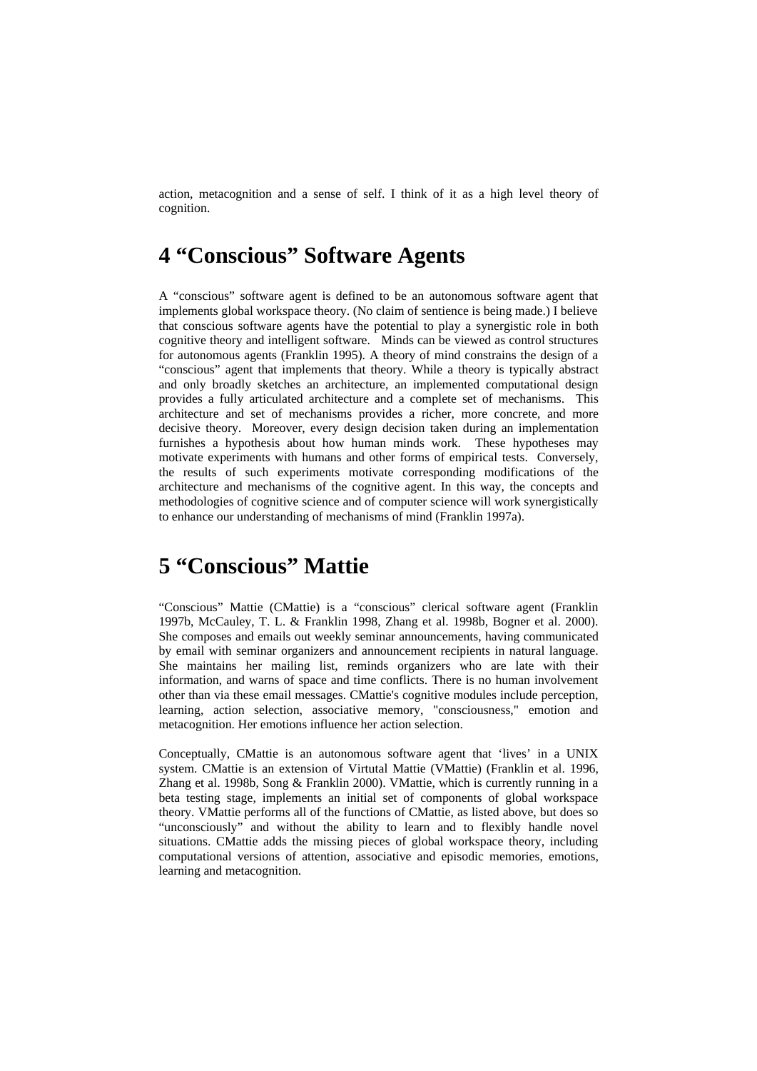action, metacognition and a sense of self. I think of it as a high level theory of cognition.

# 4 "Conscious" Software Agents

A "conscious" software agent is defined to be an autonomous software agent that implements global workspace theory. (No claim of sentience is being made.) I believe that conscious software agents have the potential to play a synergistic role in both cognitive theory and intelligent software. Minds can be viewed as control structures for autonomous agents (Franklin 1995). A theory of mind constrains the design of a "conscious" agent that implements that theory. While a theory is typically abstract and only broadly sketches an architecture, an implemented computational design provides a fully articulated architecture and a complete set of mechanisms. This architecture and set of mechanisms provides a richer, more concrete, and more decisive theory. Moreover, every design decision taken during an implementation furnishes a hypothesis about how human minds work. These hypotheses may motivate experiments with humans and other forms of empirical tests. Conversely, the results of such experiments motivate corresponding modifications of the architecture and mechanisms of the cognitive agent. In this way, the concepts and methodologies of cognitive science and of computer science will work synergistically to enhance our understanding of mechanisms of mind (Franklin 1997a).

# 5 "Conscious" Mattie

"Conscious" Mattie (CMattie) is a "conscious" clerical software agent (Franklin 1997b, McCauley, T. L. & Franklin 1998, Zhang et al. 1998b, Bogner et al. 2000). She composes and emails out weekly seminar announcements, having communicated by email with seminar organizers and announcement recipients in natural language. She maintains her mailing list, reminds organizers who are late with their information, and warns of space and time conflicts. There is no human involvement other than via these email messages. CMattie's cognitive modules include perception, learning, action selection, associative memory, "consciousness," emotion and metacognition. Her emotions influence her action selection.

Conceptually, CMattie is an autonomous software agent that 'lives' in a UNIX system. CMattie is an extension of Virtutal Mattie (VMattie) (Franklin et al. 1996, Zhang et al. 1998b, Song & Franklin 2000). VMattie, which is currently running in a beta testing stage, implements an initial set of components of global workspace theory. VMattie performs all of the functions of CMattie, as listed above, but does so "unconsciously" and without the ability to learn and to flexibly handle novel situations. CMattie adds the missing pieces of global workspace theory, including computational versions of attention, associative and episodic memories, emotions, learning and metacognition.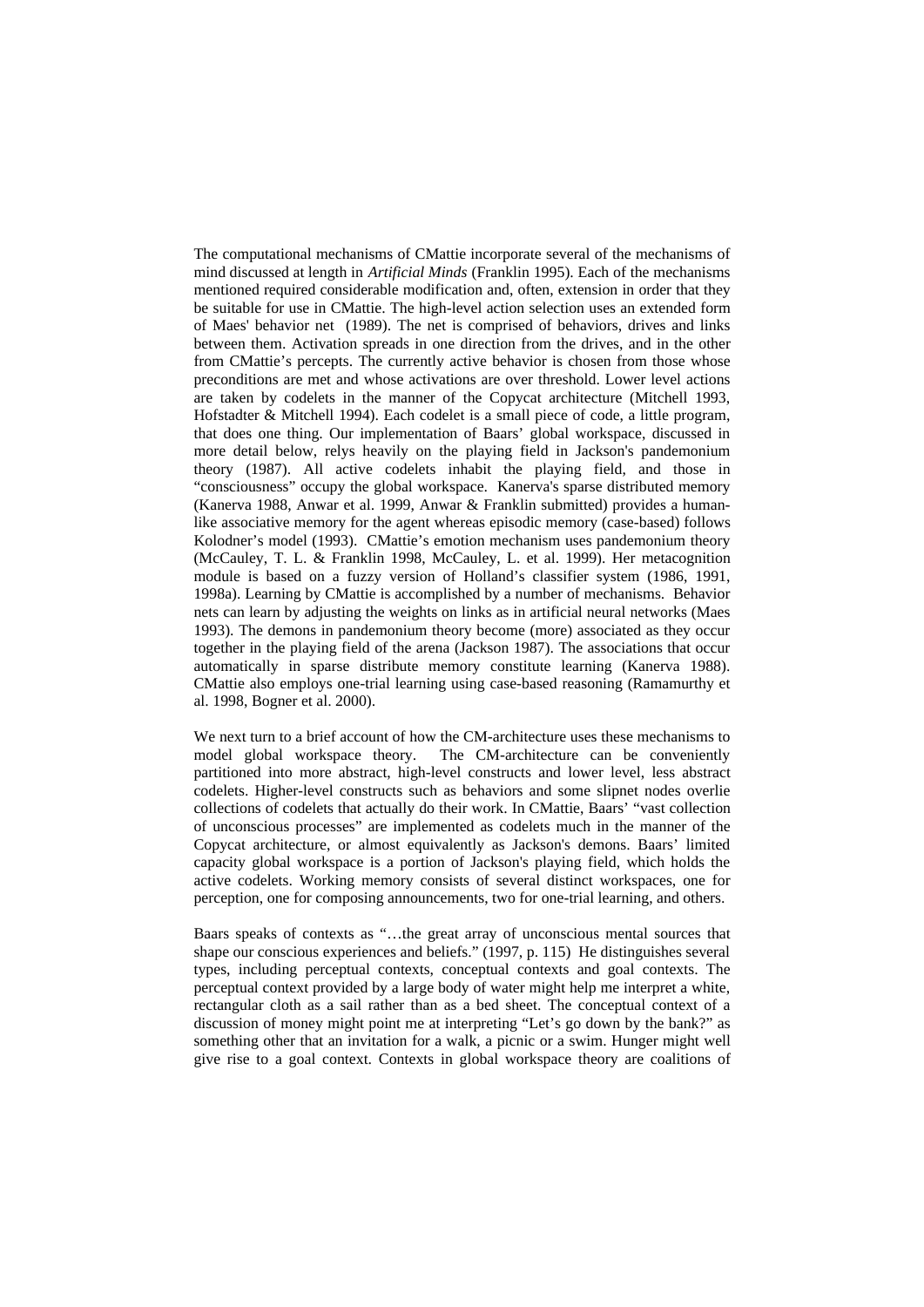The computational mechanisms of CMattie incorporate several of the mechanisms of mind discussed at length in *Artificial Minds* (Franklin 1995). Each of the mechanisms mentioned required considerable modification and, often, extension in order that they be suitable for use in CMattie. The high-level action selection uses an extended form of Maes' behavior net (1989). The net is comprised of behaviors, drives and links between them. Activation spreads in one direction from the drives, and in the other from CMattie's percepts. The currently active behavior is chosen from those whose preconditions are met and whose activations are over threshold. Lower level actions are taken by codelets in the manner of the Copycat architecture (Mitchell 1993, Hofstadter & Mitchell 1994). Each codelet is a small piece of code, a little program, that does one thing. Our implementation of Baars' global workspace, discussed in more detail below, relys heavily on the playing field in Jackson's pandemonium theory (1987). All active codelets inhabit the playing field, and those in "consciousness" occupy the global workspace. Kanerva's sparse distributed memory (Kanerva 1988, Anwar et al. 1999, Anwar & Franklin submitted) provides a human-like associative memory for the agent whereas episodic memory (case-based) follows Kolodner's model (1993). CMattie's emotion mechanism uses pandemonium theory (McCauley, T. L. & Franklin 1998, McCauley, L. et al. 1999). Her metacognition module is based on a fuzzy version of Holland's classifier system (1986, 1991, 1998a). Learning by CMattie is accomplished by a number of mechanisms. Behavior nets can learn by adjusting the weights on links as in artificial neural networks (Maes 1993). The demons in pandemonium theory become (more) associated as they occur together in the playing field of the arena (Jackson 1987). The associations that occur automatically in sparse distribute memory constitute learning (Kanerva 1988). CMattie also employs one-trial learning using case-based reasoning (Ramamurthy et al. 1998, Bogner et al. 2000).

We next turn to a brief account of how the CM-architecture uses these mechanisms to model global workspace theory. The CM-architecture can be conveniently partitioned into more abstract, high-level constructs and lower level, less abstract codelets. Higher-level constructs such as behaviors and some slipnet nodes overlie collections of codelets that actually do their work. In CMattie, Baars' "vast collection of unconscious processes" are implemented as codelets much in the manner of the Copycat architecture, or almost equivalently as Jackson's demons. Baars' limited capacity global workspace is a portion of Jackson's playing field, which holds the active codelets. Working memory consists of several distinct workspaces, one for perception, one for composing announcements, two for one-trial learning, and others.

Baars speaks of contexts as "…the great array of unconscious mental sources that shape our conscious experiences and beliefs." (1997, p. 115) He distinguishes several types, including perceptual contexts, conceptual contexts and goal contexts. The perceptual context provided by a large body of water might help me interpret a white, rectangular cloth as a sail rather than as a bed sheet. The conceptual context of a discussion of money might point me at interpreting "Let's go down by the bank?" as something other that an invitation for a walk, a picnic or a swim. Hunger might well give rise to a goal context. Contexts in global workspace theory are coalitions of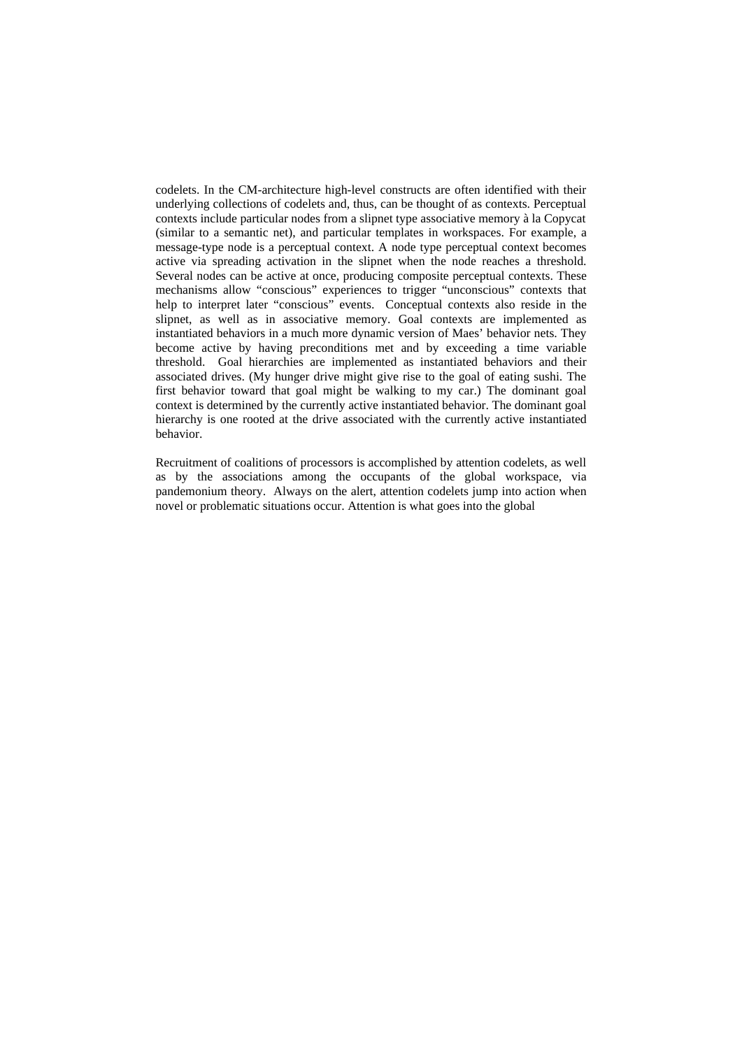codelets. In the CM-architecture high-level constructs are often identified with their underlying collections of codelets and, thus, can be thought of as contexts. Perceptual contexts include particular nodes from a slipnet type associative memory à la Copycat (similar to a semantic net), and particular templates in workspaces. For example, a message-type node is a perceptual context. A node type perceptual context becomes active via spreading activation in the slipnet when the node reaches a threshold. Several nodes can be active at once, producing composite perceptual contexts. These mechanisms allow "conscious" experiences to trigger "unconscious" contexts that help to interpret later "conscious" events. Conceptual contexts also reside in the slipnet, as well as in associative memory. Goal contexts are implemented as instantiated behaviors in a much more dynamic version of Maes' behavior nets. They become active by having preconditions met and by exceeding a time variable threshold. Goal hierarchies are implemented as instantiated behaviors and their associated drives. (My hunger drive might give rise to the goal of eating sushi. The first behavior toward that goal might be walking to my car.) The dominant goal context is determined by the currently active instantiated behavior. The dominant goal hierarchy is one rooted at the drive associated with the currently active instantiated behavior.

Recruitment of coalitions of processors is accomplished by attention codelets, as well as by the associations among the occupants of the global workspace, via pandemonium theory. Always on the alert, attention codelets jump into action when novel or problematic situations occur. Attention is what goes into the global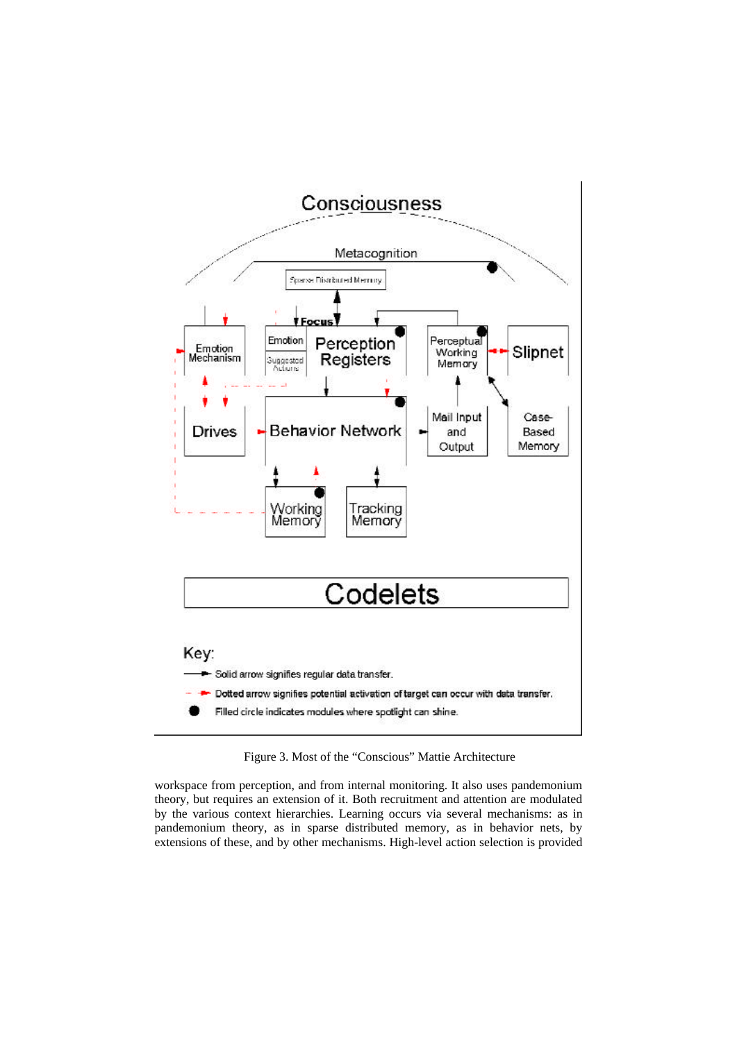Figure 3. Most of the "Conscious" Mattie Architecture

workspace from perception, and from internal monitoring. It also uses pandemonium theory, but requires an extension of it. Both recruitment and attention are modulated by the various context hierarchies. Learning occurs via several mechanisms: as in pandemonium theory, as in sparse distributed memory, as in behavior nets, by extensions of these, and by other mechanisms. High-level action selection is provided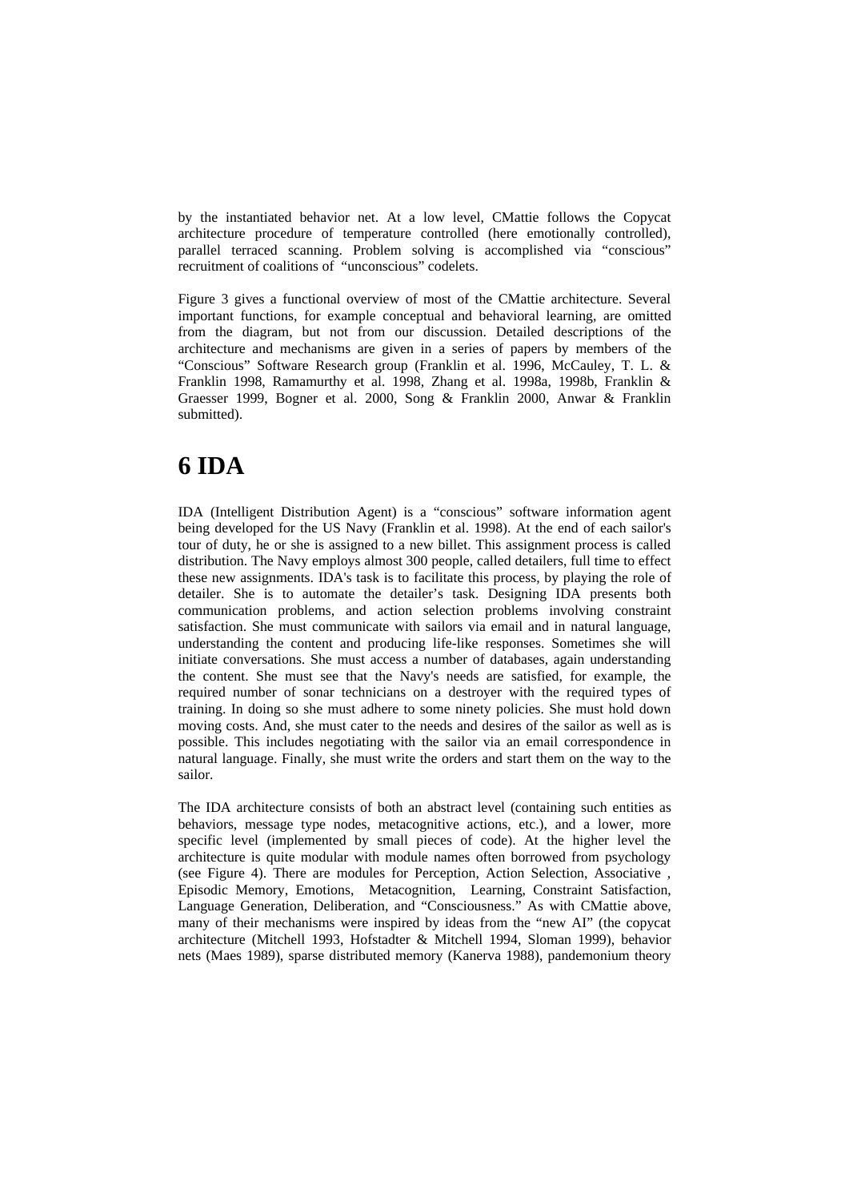by the instantiated behavior net. At a low level, CMattie follows the Copycat architecture procedure of temperature controlled (here emotionally controlled), parallel terraced scanning. Problem solving is accomplished via "conscious" recruitment of coalitions of "unconscious" codelets.

Figure 3 gives a functional overview of most of the CMattie architecture. Several important functions, for example conceptual and behavioral learning, are omitted from the diagram, but not from our discussion. Detailed descriptions of the architecture and mechanisms are given in a series of papers by members of the "Conscious" Software Research group (Franklin et al. 1996, McCauley, T. L. & Franklin 1998, Ramamurthy et al. 1998, Zhang et al. 1998a, 1998b, Franklin & Graesser 1999, Bogner et al. 2000, Song & Franklin 2000, Anwar & Franklin submitted).

# 6 IDA

IDA (Intelligent Distribution Agent) is a "conscious" software information agent being developed for the US Navy (Franklin et al. 1998). At the end of each sailor's tour of duty, he or she is assigned to a new billet. This assignment process is called distribution. The Navy employs almost 300 people, called detailers, full time to effect these new assignments. IDA's task is to facilitate this process, by playing the role of detailer. She is to automate the detailer's task. Designing IDA presents both communication problems, and action selection problems involving constraint satisfaction. She must communicate with sailors via email and in natural language, understanding the content and producing life-like responses. Sometimes she will initiate conversations. She must access a number of databases, again understanding the content. She must see that the Navy's needs are satisfied, for example, the required number of sonar technicians on a destroyer with the required types of training. In doing so she must adhere to some ninety policies. She must hold down moving costs. And, she must cater to the needs and desires of the sailor as well as is possible. This includes negotiating with the sailor via an email correspondence in natural language. Finally, she must write the orders and start them on the way to the sailor.

The IDA architecture consists of both an abstract level (containing such entities as behaviors, message type nodes, metacognitive actions, etc.), and a lower, more specific level (implemented by small pieces of code). At the higher level the architecture is quite modular with module names often borrowed from psychology (see Figure 4). There are modules for Perception, Action Selection, Associative , Episodic Memory, Emotions, Metacognition, Learning, Constraint Satisfaction, Language Generation, Deliberation, and "Consciousness." As with CMattie above, many of their mechanisms were inspired by ideas from the "new AI" (the copycat architecture (Mitchell 1993, Hofstadter & Mitchell 1994, Sloman 1999), behavior nets (Maes 1989), sparse distributed memory (Kanerva 1988), pandemonium theory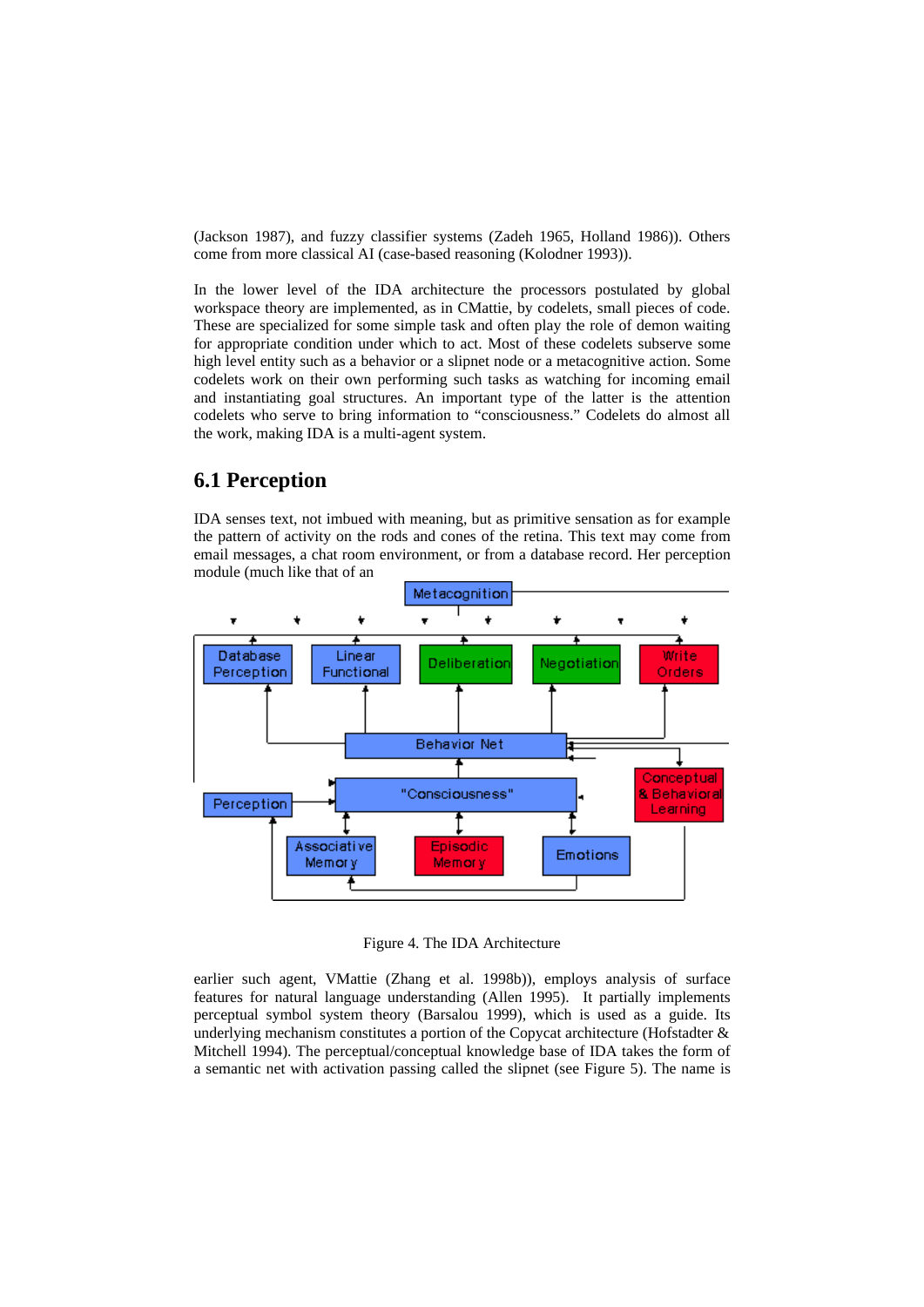(Jackson 1987), and fuzzy classifier systems (Zadeh 1965, Holland 1986)). Others come from more classical AI (case-based reasoning (Kolodner 1993)).

In the lower level of the IDA architecture the processors postulated by global workspace theory are implemented, as in CMattie, by codelets, small pieces of code. These are specialized for some simple task and often play the role of demon waiting for appropriate condition under which to act. Most of these codelets subserve some high level entity such as a behavior or a slipnet node or a metacognitive action. Some codelets work on their own performing such tasks as watching for incoming email and instantiating goal structures. An important type of the latter is the attention codelets who serve to bring information to "consciousness." Codelets do almost all the work, making IDA is a multi-agent system.

## 6.1 Perception

IDA senses text, not imbued with meaning, but as primitive sensation as for example the pattern of activity on the rods and cones of the retina. This text may come from email messages, a chat room environment, or from a database record. Her perception module (much like that of an

Figure 4. The IDA Architecture

earlier such agent, VMattie (Zhang et al. 1998b)), employs analysis of surface features for natural language understanding (Allen 1995). It partially implements perceptual symbol system theory (Barsalou 1999), which is used as a guide. Its underlying mechanism constitutes a portion of the Copycat architecture (Hofstadter & Mitchell 1994). The perceptual/conceptual knowledge base of IDA takes the form of a semantic net with activation passing called the slipnet (see Figure 5). The name is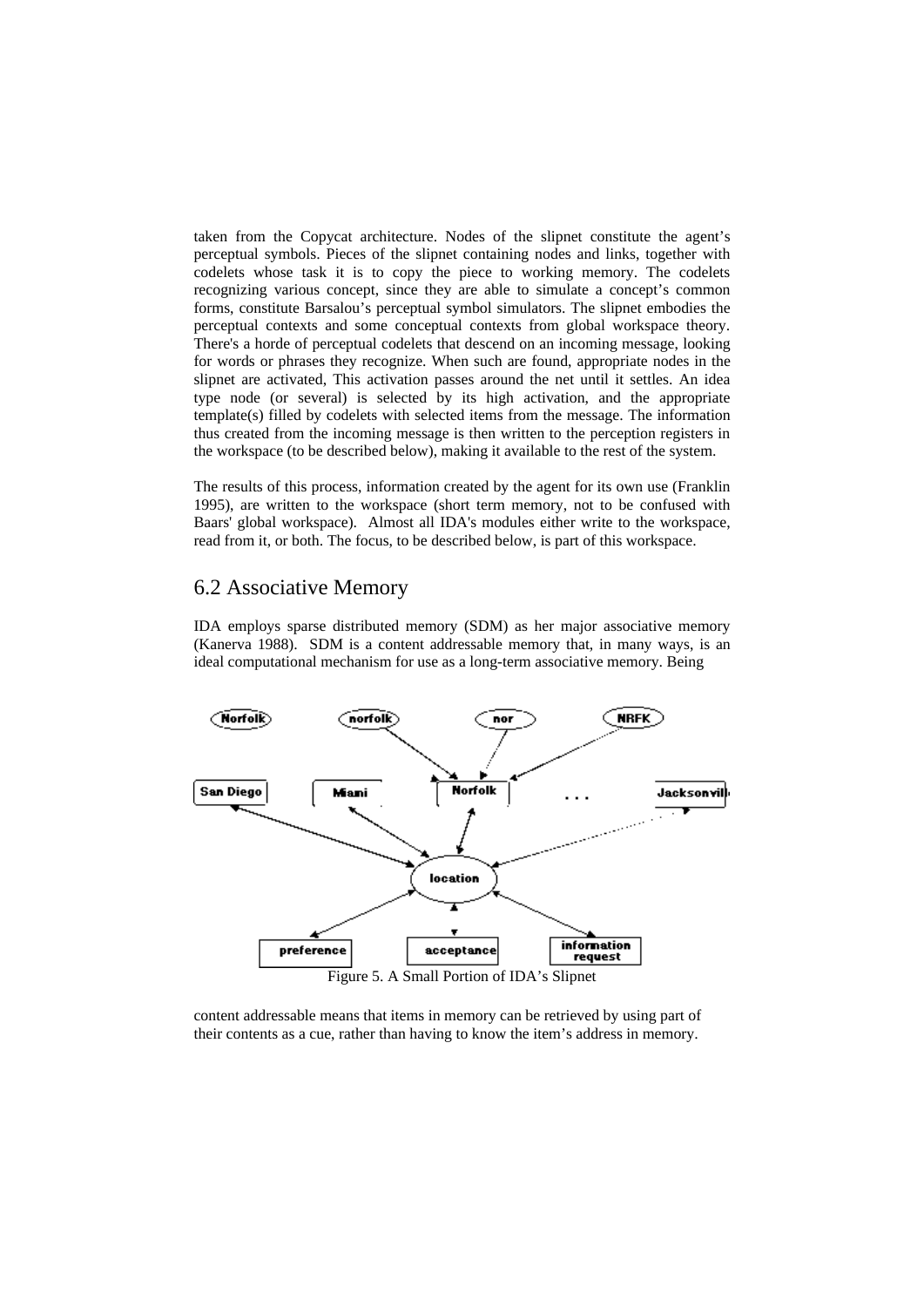taken from the Copycat architecture. Nodes of the slipnet constitute the agent's perceptual symbols. Pieces of the slipnet containing nodes and links, together with codelets whose task it is to copy the piece to working memory. The codelets recognizing various concept, since they are able to simulate a concept's common forms, constitute Barsalou's perceptual symbol simulators. The slipnet embodies the perceptual contexts and some conceptual contexts from global workspace theory. There's a horde of perceptual codelets that descend on an incoming message, looking for words or phrases they recognize. When such are found, appropriate nodes in the slipnet are activated, This activation passes around the net until it settles. An idea type node (or several) is selected by its high activation, and the appropriate template(s) filled by codelets with selected items from the message. The information thus created from the incoming message is then written to the perception registers in the workspace (to be described below), making it available to the rest of the system.

The results of this process, information created by the agent for its own use (Franklin 1995), are written to the workspace (short term memory, not to be confused with Baars' global workspace). Almost all IDA's modules either write to the workspace, read from it, or both. The focus, to be described below, is part of this workspace.

## 6.2 Associative Memory

IDA employs sparse distributed memory (SDM) as her major associative memory (Kanerva 1988). SDM is a content addressable memory that, in many ways, is an ideal computational mechanism for use as a long-term associative memory. Being

Norfolk
norfolk
nor
NRFK
San Diego
Miami
Norfolk
. . .
Jacksonvill
location
preference
acceptance
information request

Figure 5. A Small Portion of IDA's Slipnet

content addressable means that items in memory can be retrieved by using part of their contents as a cue, rather than having to know the item's address in memory.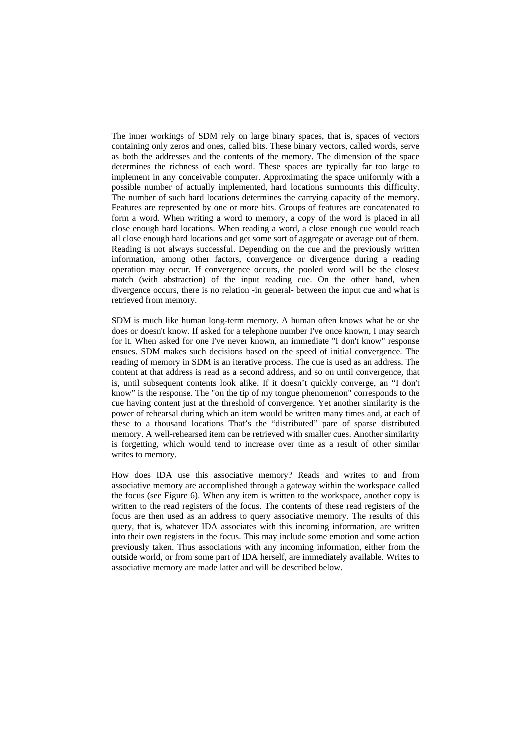The inner workings of SDM rely on large binary spaces, that is, spaces of vectors containing only zeros and ones, called bits. These binary vectors, called words, serve as both the addresses and the contents of the memory. The dimension of the space determines the richness of each word. These spaces are typically far too large to implement in any conceivable computer. Approximating the space uniformly with a possible number of actually implemented, hard locations surmounts this difficulty. The number of such hard locations determines the carrying capacity of the memory. Features are represented by one or more bits. Groups of features are concatenated to form a word. When writing a word to memory, a copy of the word is placed in all close enough hard locations. When reading a word, a close enough cue would reach all close enough hard locations and get some sort of aggregate or average out of them. Reading is not always successful. Depending on the cue and the previously written information, among other factors, convergence or divergence during a reading operation may occur. If convergence occurs, the pooled word will be the closest match (with abstraction) of the input reading cue. On the other hand, when divergence occurs, there is no relation -in general- between the input cue and what is retrieved from memory.

SDM is much like human long-term memory. A human often knows what he or she does or doesn't know. If asked for a telephone number I've once known, I may search for it. When asked for one I've never known, an immediate "I don't know" response ensues. SDM makes such decisions based on the speed of initial convergence. The reading of memory in SDM is an iterative process. The cue is used as an address. The content at that address is read as a second address, and so on until convergence, that is, until subsequent contents look alike. If it doesn't quickly converge, an "I don't know" is the response. The "on the tip of my tongue phenomenon" corresponds to the cue having content just at the threshold of convergence. Yet another similarity is the power of rehearsal during which an item would be written many times and, at each of these to a thousand locations That's the "distributed" pare of sparse distributed memory. A well-rehearsed item can be retrieved with smaller cues. Another similarity is forgetting, which would tend to increase over time as a result of other similar writes to memory.

How does IDA use this associative memory? Reads and writes to and from associative memory are accomplished through a gateway within the workspace called the focus (see Figure 6). When any item is written to the workspace, another copy is written to the read registers of the focus. The contents of these read registers of the focus are then used as an address to query associative memory. The results of this query, that is, whatever IDA associates with this incoming information, are written into their own registers in the focus. This may include some emotion and some action previously taken. Thus associations with any incoming information, either from the outside world, or from some part of IDA herself, are immediately available. Writes to associative memory are made latter and will be described below.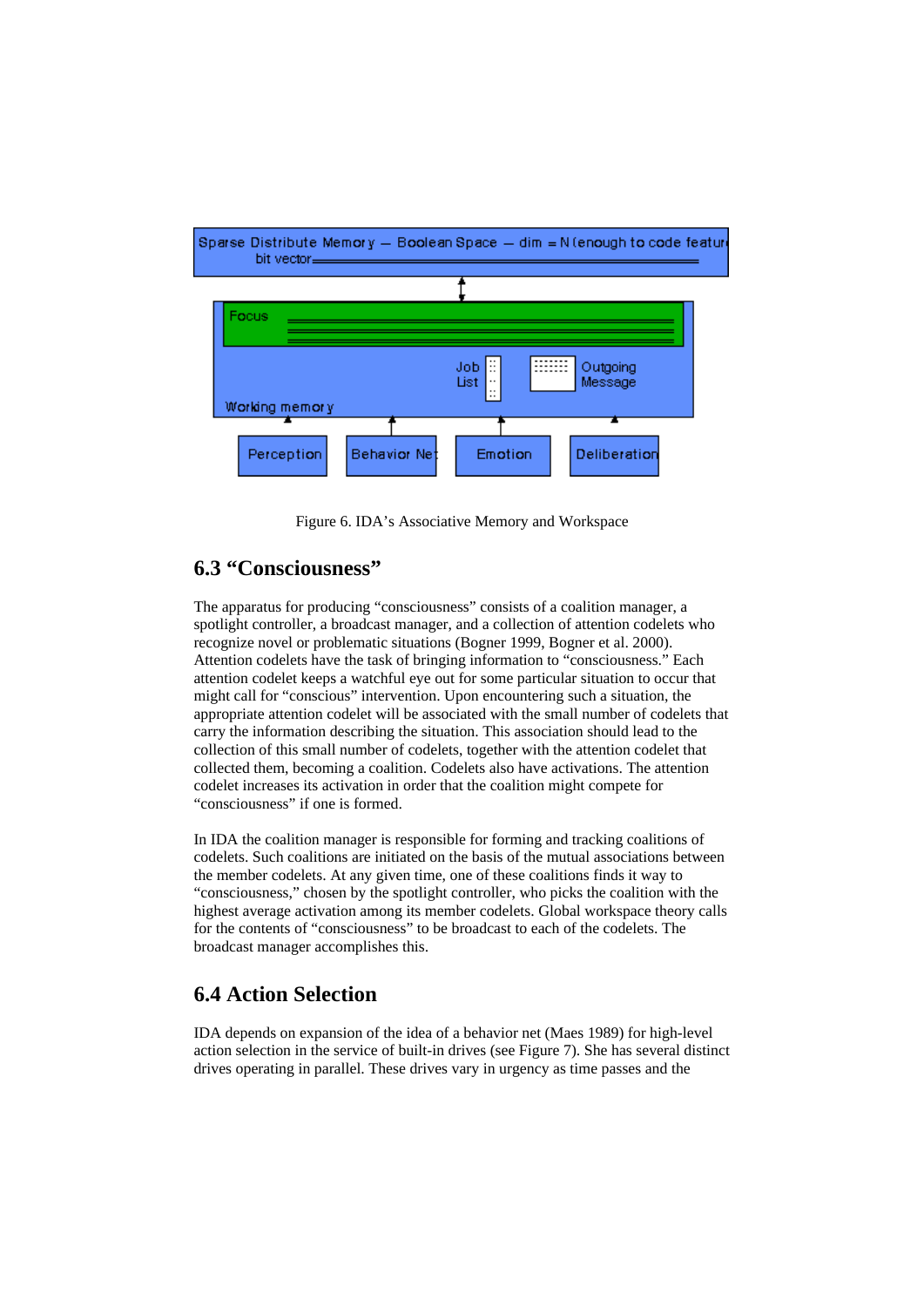Figure 6. IDA's Associative Memory and Workspace

## 6.3 "Consciousness"

The apparatus for producing "consciousness" consists of a coalition manager, a spotlight controller, a broadcast manager, and a collection of attention codelets who recognize novel or problematic situations (Bogner 1999, Bogner et al. 2000). Attention codelets have the task of bringing information to "consciousness." Each attention codelet keeps a watchful eye out for some particular situation to occur that might call for "conscious" intervention. Upon encountering such a situation, the appropriate attention codelet will be associated with the small number of codelets that carry the information describing the situation. This association should lead to the collection of this small number of codelets, together with the attention codelet that collected them, becoming a coalition. Codelets also have activations. The attention codelet increases its activation in order that the coalition might compete for "consciousness" if one is formed.

In IDA the coalition manager is responsible for forming and tracking coalitions of codelets. Such coalitions are initiated on the basis of the mutual associations between the member codelets. At any given time, one of these coalitions finds it way to "consciousness," chosen by the spotlight controller, who picks the coalition with the highest average activation among its member codelets. Global workspace theory calls for the contents of "consciousness" to be broadcast to each of the codelets. The broadcast manager accomplishes this.

## 6.4 Action Selection

IDA depends on expansion of the idea of a behavior net (Maes 1989) for high-level action selection in the service of built-in drives (see Figure 7). She has several distinct drives operating in parallel. These drives vary in urgency as time passes and the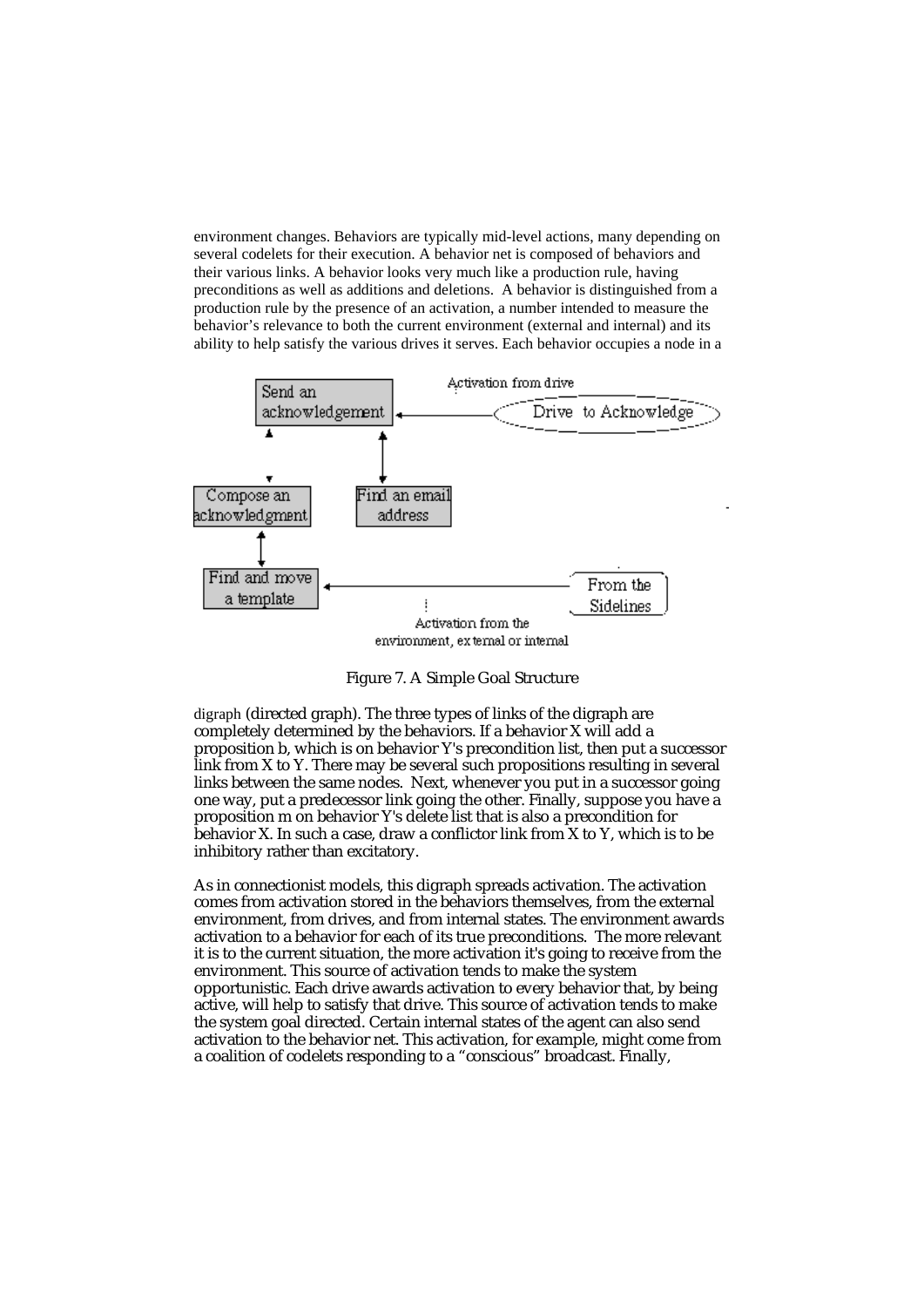environment changes. Behaviors are typically mid-level actions, many depending on several codelets for their execution. A behavior net is composed of behaviors and their various links. A behavior looks very much like a production rule, having preconditions as well as additions and deletions. A behavior is distinguished from a production rule by the presence of an activation, a number intended to measure the behavior's relevance to both the current environment (external and internal) and its ability to help satisfy the various drives it serves. Each behavior occupies a node in a

Send an acknowledgement

Activation from drive

Drive to Acknowledge

Compose an acknowledgment

Find an email address

Find and move a template

From the Sidelines

Activation from the environment, external or internal

Figure 7. A Simple Goal Structure

digraph (directed graph). The three types of links of the digraph are completely determined by the behaviors. If a behavior X will add a proposition b, which is on behavior Y's precondition list, then put a successor link from X to Y. There may be several such propositions resulting in several links between the same nodes. Next, whenever you put in a successor going one way, put a predecessor link going the other. Finally, suppose you have a proposition m on behavior Y's delete list that is also a precondition for behavior X. In such a case, draw a conflictor link from X to Y, which is to be inhibitory rather than excitatory.

As in connectionist models, this digraph spreads activation. The activation comes from activation stored in the behaviors themselves, from the external environment, from drives, and from internal states. The environment awards activation to a behavior for each of its true preconditions. The more relevant it is to the current situation, the more activation it's going to receive from the environment. This source of activation tends to make the system opportunistic. Each drive awards activation to every behavior that, by being active, will help to satisfy that drive. This source of activation tends to make the system goal directed. Certain internal states of the agent can also send activation to the behavior net. This activation, for example, might come from a coalition of codelets responding to a "conscious" broadcast. Finally,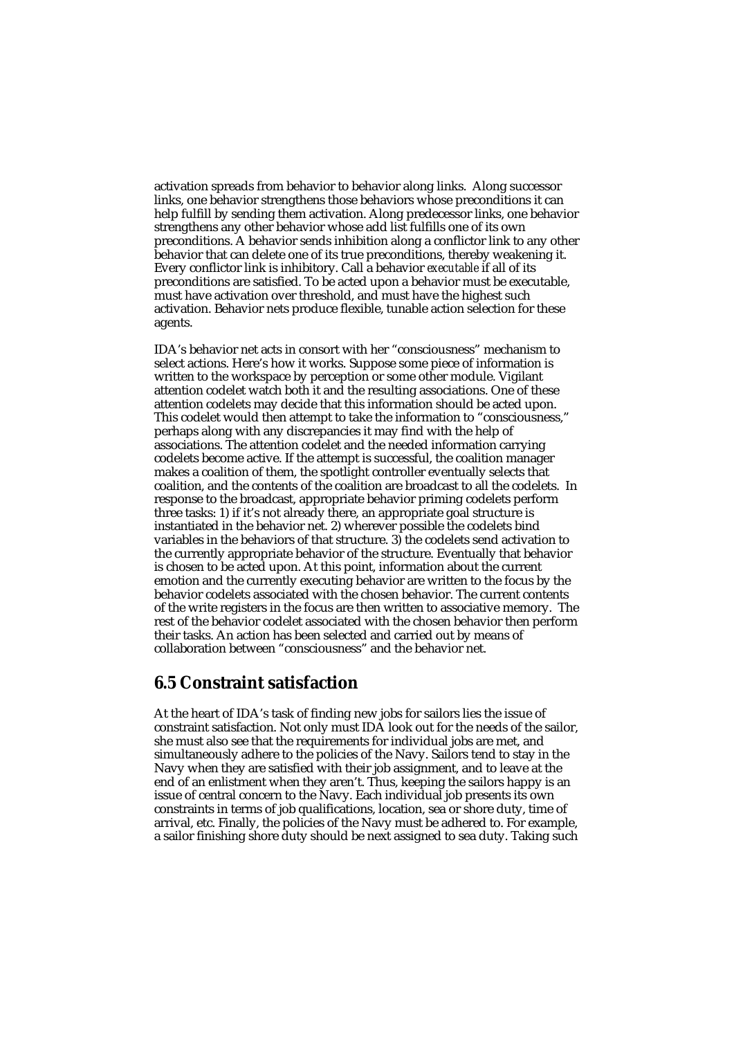activation spreads from behavior to behavior along links. Along successor links, one behavior strengthens those behaviors whose preconditions it can help fulfill by sending them activation. Along predecessor links, one behavior strengthens any other behavior whose add list fulfills one of its own preconditions. A behavior sends inhibition along a conflictor link to any other behavior that can delete one of its true preconditions, thereby weakening it. Every conflictor link is inhibitory. Call a behavior *executable* if all of its preconditions are satisfied. To be acted upon a behavior must be executable, must have activation over threshold, and must have the highest such activation. Behavior nets produce flexible, tunable action selection for these agents.

IDA's behavior net acts in consort with her "consciousness" mechanism to select actions. Here's how it works. Suppose some piece of information is written to the workspace by perception or some other module. Vigilant attention codelet watch both it and the resulting associations. One of these attention codelets may decide that this information should be acted upon. This codelet would then attempt to take the information to "consciousness," perhaps along with any discrepancies it may find with the help of associations. The attention codelet and the needed information carrying codelets become active. If the attempt is successful, the coalition manager makes a coalition of them, the spotlight controller eventually selects that coalition, and the contents of the coalition are broadcast to all the codelets. In response to the broadcast, appropriate behavior priming codelets perform three tasks: 1) if it's not already there, an appropriate goal structure is instantiated in the behavior net. 2) wherever possible the codelets bind variables in the behaviors of that structure. 3) the codelets send activation to the currently appropriate behavior of the structure. Eventually that behavior is chosen to be acted upon. At this point, information about the current emotion and the currently executing behavior are written to the focus by the behavior codelets associated with the chosen behavior. The current contents of the write registers in the focus are then written to associative memory. The rest of the behavior codelet associated with the chosen behavior then perform their tasks. An action has been selected and carried out by means of collaboration between "consciousness" and the behavior net.

## 6.5 Constraint satisfaction

At the heart of IDA's task of finding new jobs for sailors lies the issue of constraint satisfaction. Not only must IDA look out for the needs of the sailor, she must also see that the requirements for individual jobs are met, and simultaneously adhere to the policies of the Navy. Sailors tend to stay in the Navy when they are satisfied with their job assignment, and to leave at the end of an enlistment when they aren't. Thus, keeping the sailors happy is an issue of central concern to the Navy. Each individual job presents its own constraints in terms of job qualifications, location, sea or shore duty, time of arrival, etc. Finally, the policies of the Navy must be adhered to. For example, a sailor finishing shore duty should be next assigned to sea duty. Taking such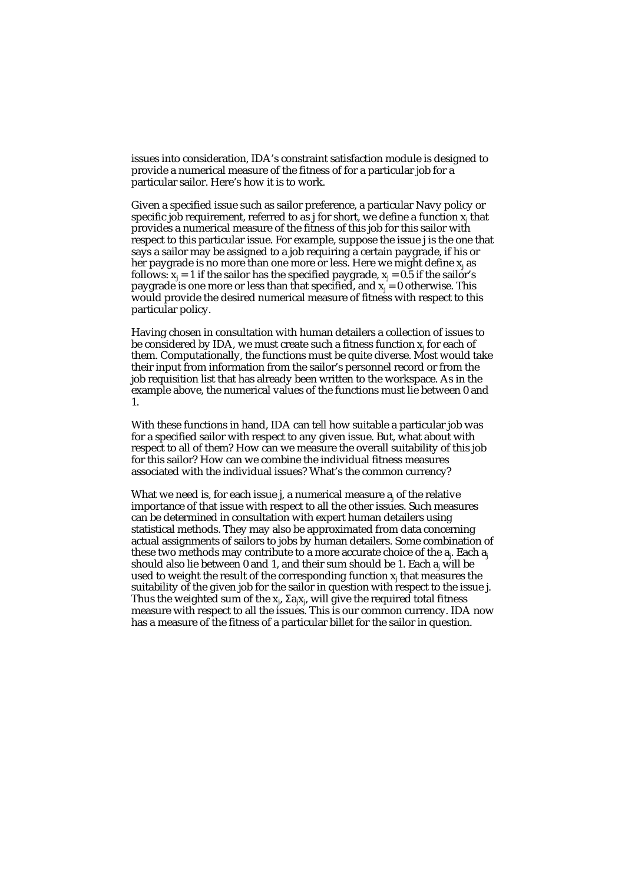issues into consideration, IDA's constraint satisfaction module is designed to provide a numerical measure of the fitness of for a particular job for a particular sailor. Here's how it is to work.

Given a specified issue such as sailor preference, a particular Navy policy or specific job requirement, referred to as j for short, we define a function $x_j$ that provides a numerical measure of the fitness of this job for this sailor with respect to this particular issue. For example, suppose the issue j is the one that says a sailor may be assigned to a job requiring a certain paygrade, if his or her paygrade is no more than one more or less. Here we might define $x_j$ as follows: $x_j = 1$ if the sailor has the specified paygrade, $x_j = 0.5$ if the sailor's paygrade is one more or less than that specified, and $x_j = 0$ otherwise. This would provide the desired numerical measure of fitness with respect to this particular policy.

Having chosen in consultation with human detailers a collection of issues to be considered by IDA, we must create such a fitness function $x_j$ for each of them. Computationally, the functions must be quite diverse. Most would take their input from information from the sailor's personnel record or from the job requisition list that has already been written to the workspace. As in the example above, the numerical values of the functions must lie between 0 and 1.

With these functions in hand, IDA can tell how suitable a particular job was for a specified sailor with respect to any given issue. But, what about with respect to all of them? How can we measure the overall suitability of this job for this sailor? How can we combine the individual fitness measures associated with the individual issues? What's the common currency?

What we need is, for each issue j, a numerical measure $a_j$ of the relative importance of that issue with respect to all the other issues. Such measures can be determined in consultation with expert human detailers using statistical methods. They may also be approximated from data concerning actual assignments of sailors to jobs by human detailers. Some combination of these two methods may contribute to a more accurate choice of the $a_j$. Each $a_j$ should also lie between 0 and 1, and their sum should be 1. Each $a_j$ will be used to weight the result of the corresponding function $x_j$ that measures the suitability of the given job for the sailor in question with respect to the issue j. Thus the weighted sum of the $x_j$, $\Sigma a_j x_j$, will give the required total fitness measure with respect to all the issues. This is our common currency. IDA now has a measure of the fitness of a particular billet for the sailor in question.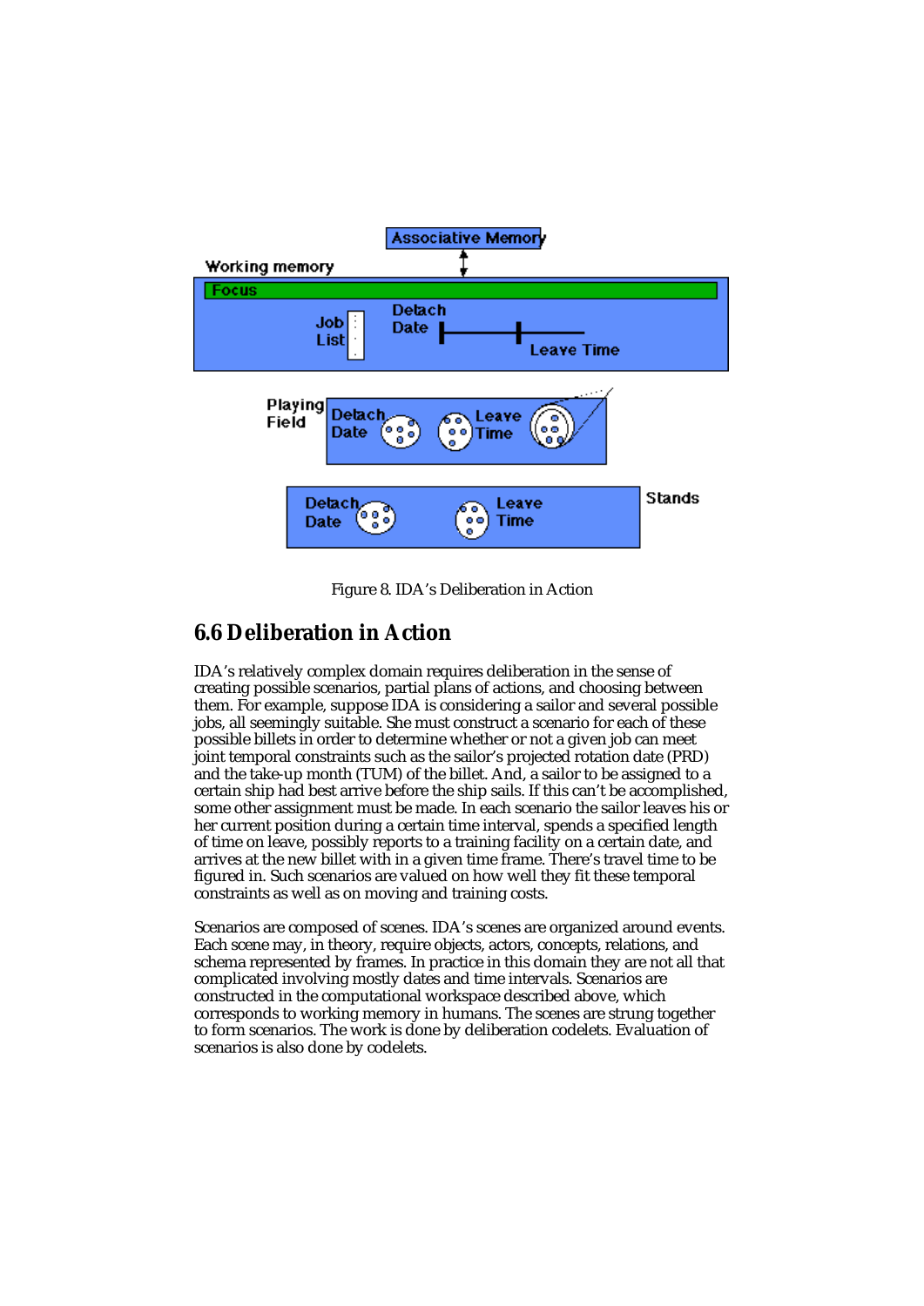Figure 8. IDA's Deliberation in Action

## 6.6 Deliberation in Action

IDA's relatively complex domain requires deliberation in the sense of creating possible scenarios, partial plans of actions, and choosing between them. For example, suppose IDA is considering a sailor and several possible jobs, all seemingly suitable. She must construct a scenario for each of these possible billets in order to determine whether or not a given job can meet joint temporal constraints such as the sailor's projected rotation date (PRD) and the take-up month (TUM) of the billet. And, a sailor to be assigned to a certain ship had best arrive before the ship sails. If this can't be accomplished, some other assignment must be made. In each scenario the sailor leaves his or her current position during a certain time interval, spends a specified length of time on leave, possibly reports to a training facility on a certain date, and arrives at the new billet with in a given time frame. There's travel time to be figured in. Such scenarios are valued on how well they fit these temporal constraints as well as on moving and training costs.

Scenarios are composed of scenes. IDA's scenes are organized around events. Each scene may, in theory, require objects, actors, concepts, relations, and schema represented by frames. In practice in this domain they are not all that complicated involving mostly dates and time intervals. Scenarios are constructed in the computational workspace described above, which corresponds to working memory in humans. The scenes are strung together to form scenarios. The work is done by deliberation codelets. Evaluation of scenarios is also done by codelets.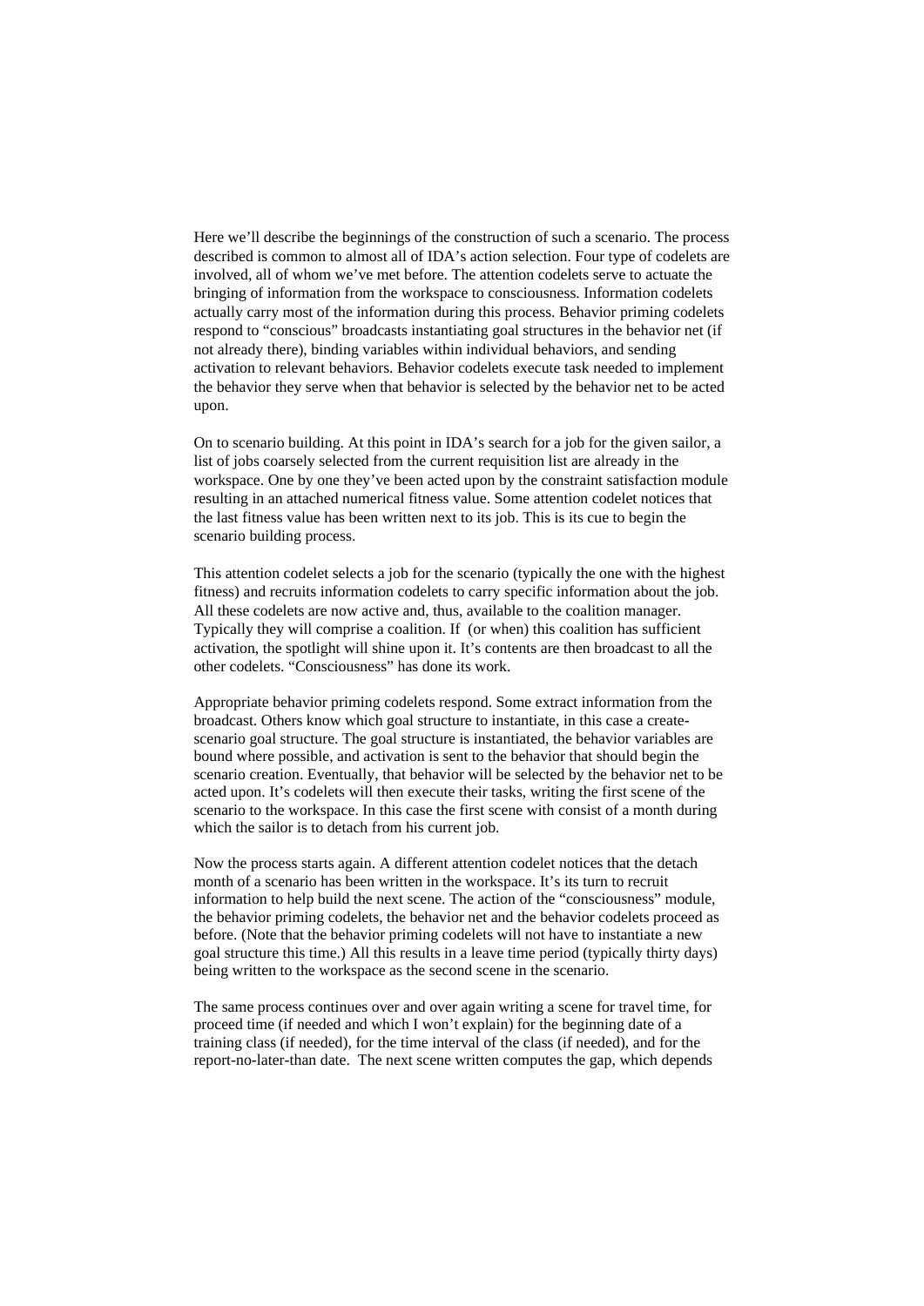Here we'll describe the beginnings of the construction of such a scenario. The process described is common to almost all of IDA's action selection. Four type of codelets are involved, all of whom we've met before. The attention codelets serve to actuate the bringing of information from the workspace to consciousness. Information codelets actually carry most of the information during this process. Behavior priming codelets respond to "conscious" broadcasts instantiating goal structures in the behavior net (if not already there), binding variables within individual behaviors, and sending activation to relevant behaviors. Behavior codelets execute task needed to implement the behavior they serve when that behavior is selected by the behavior net to be acted upon.

On to scenario building. At this point in IDA's search for a job for the given sailor, a list of jobs coarsely selected from the current requisition list are already in the workspace. One by one they've been acted upon by the constraint satisfaction module resulting in an attached numerical fitness value. Some attention codelet notices that the last fitness value has been written next to its job. This is its cue to begin the scenario building process.

This attention codelet selects a job for the scenario (typically the one with the highest fitness) and recruits information codelets to carry specific information about the job. All these codelets are now active and, thus, available to the coalition manager. Typically they will comprise a coalition. If (or when) this coalition has sufficient activation, the spotlight will shine upon it. It's contents are then broadcast to all the other codelets. "Consciousness" has done its work.

Appropriate behavior priming codelets respond. Some extract information from the broadcast. Others know which goal structure to instantiate, in this case a create-scenario goal structure. The goal structure is instantiated, the behavior variables are bound where possible, and activation is sent to the behavior that should begin the scenario creation. Eventually, that behavior will be selected by the behavior net to be acted upon. It's codelets will then execute their tasks, writing the first scene of the scenario to the workspace. In this case the first scene with consist of a month during which the sailor is to detach from his current job.

Now the process starts again. A different attention codelet notices that the detach month of a scenario has been written in the workspace. It's its turn to recruit information to help build the next scene. The action of the "consciousness" module, the behavior priming codelets, the behavior net and the behavior codelets proceed as before. (Note that the behavior priming codelets will not have to instantiate a new goal structure this time.) All this results in a leave time period (typically thirty days) being written to the workspace as the second scene in the scenario.

The same process continues over and over again writing a scene for travel time, for proceed time (if needed and which I won't explain) for the beginning date of a training class (if needed), for the time interval of the class (if needed), and for the report-no-later-than date. The next scene written computes the gap, which depends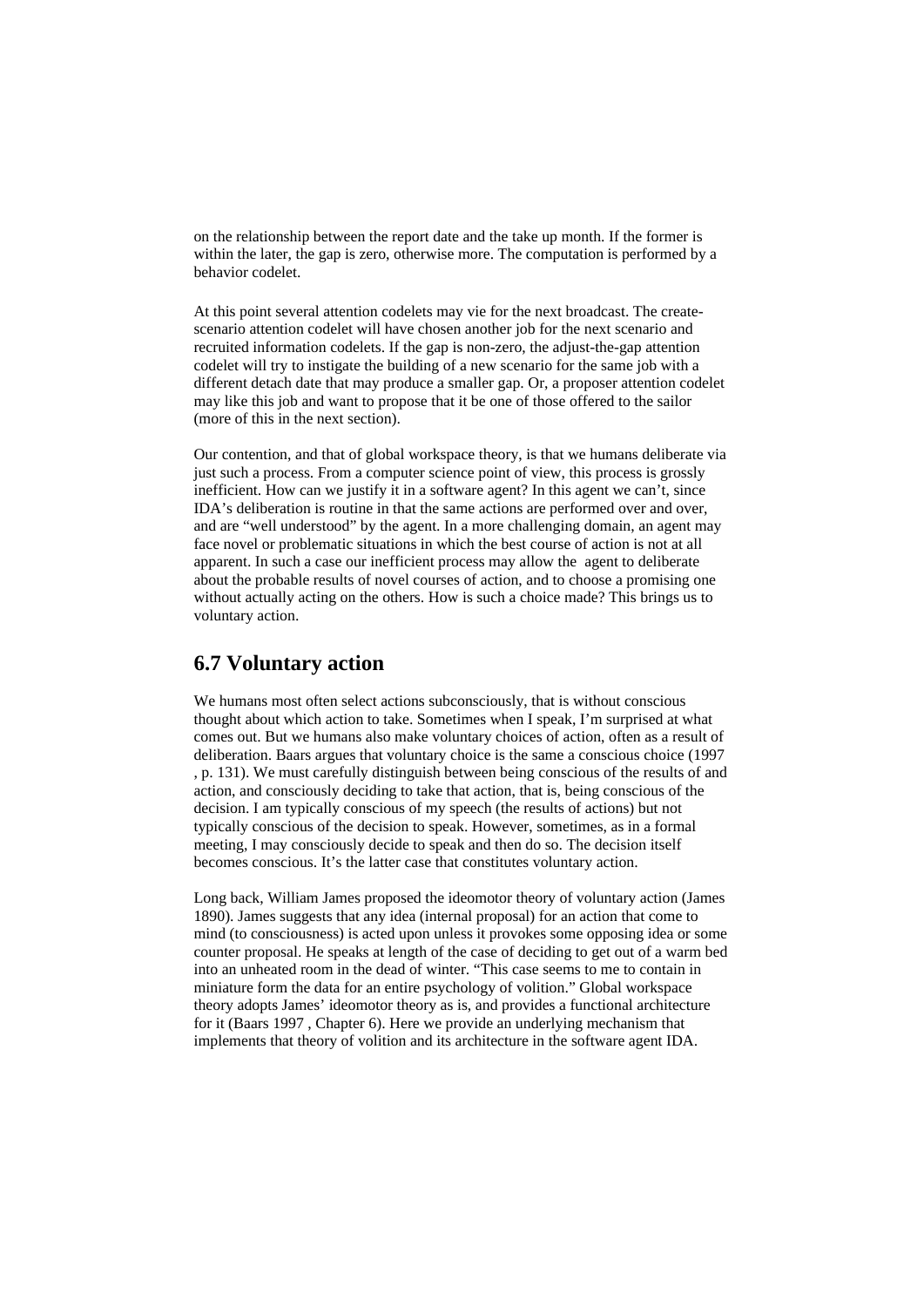on the relationship between the report date and the take up month. If the former is within the later, the gap is zero, otherwise more. The computation is performed by a behavior codelet.

At this point several attention codelets may vie for the next broadcast. The create-scenario attention codelet will have chosen another job for the next scenario and recruited information codelets. If the gap is non-zero, the adjust-the-gap attention codelet will try to instigate the building of a new scenario for the same job with a different detach date that may produce a smaller gap. Or, a proposer attention codelet may like this job and want to propose that it be one of those offered to the sailor (more of this in the next section).

Our contention, and that of global workspace theory, is that we humans deliberate via just such a process. From a computer science point of view, this process is grossly inefficient. How can we justify it in a software agent? In this agent we can't, since IDA's deliberation is routine in that the same actions are performed over and over, and are "well understood" by the agent. In a more challenging domain, an agent may face novel or problematic situations in which the best course of action is not at all apparent. In such a case our inefficient process may allow the agent to deliberate about the probable results of novel courses of action, and to choose a promising one without actually acting on the others. How is such a choice made? This brings us to voluntary action.

## 6.7 Voluntary action

We humans most often select actions subconsciously, that is without conscious thought about which action to take. Sometimes when I speak, I'm surprised at what comes out. But we humans also make voluntary choices of action, often as a result of deliberation. Baars argues that voluntary choice is the same a conscious choice (1997 , p. 131). We must carefully distinguish between being conscious of the results of and action, and consciously deciding to take that action, that is, being conscious of the decision. I am typically conscious of my speech (the results of actions) but not typically conscious of the decision to speak. However, sometimes, as in a formal meeting, I may consciously decide to speak and then do so. The decision itself becomes conscious. It's the latter case that constitutes voluntary action.

Long back, William James proposed the ideomotor theory of voluntary action (James 1890). James suggests that any idea (internal proposal) for an action that come to mind (to consciousness) is acted upon unless it provokes some opposing idea or some counter proposal. He speaks at length of the case of deciding to get out of a warm bed into an unheated room in the dead of winter. "This case seems to me to contain in miniature form the data for an entire psychology of volition." Global workspace theory adopts James' ideomotor theory as is, and provides a functional architecture for it (Baars 1997 , Chapter 6). Here we provide an underlying mechanism that implements that theory of volition and its architecture in the software agent IDA.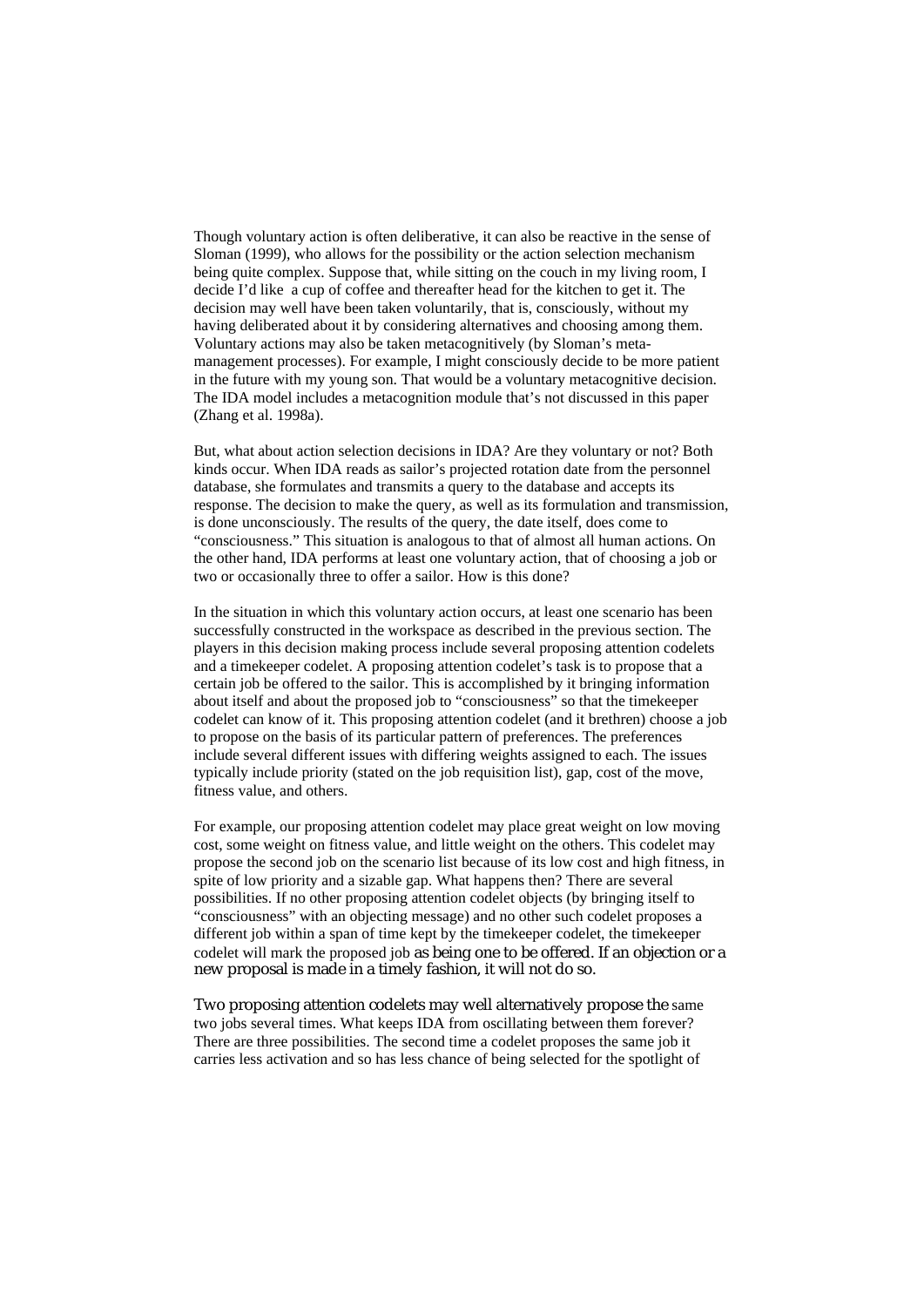Though voluntary action is often deliberative, it can also be reactive in the sense of Sloman (1999), who allows for the possibility or the action selection mechanism being quite complex. Suppose that, while sitting on the couch in my living room, I decide I'd like a cup of coffee and thereafter head for the kitchen to get it. The decision may well have been taken voluntarily, that is, consciously, without my having deliberated about it by considering alternatives and choosing among them. Voluntary actions may also be taken metacognitively (by Sloman's meta-management processes). For example, I might consciously decide to be more patient in the future with my young son. That would be a voluntary metacognitive decision. The IDA model includes a metacognition module that's not discussed in this paper (Zhang et al. 1998a).

But, what about action selection decisions in IDA? Are they voluntary or not? Both kinds occur. When IDA reads as sailor's projected rotation date from the personnel database, she formulates and transmits a query to the database and accepts its response. The decision to make the query, as well as its formulation and transmission, is done unconsciously. The results of the query, the date itself, does come to "consciousness." This situation is analogous to that of almost all human actions. On the other hand, IDA performs at least one voluntary action, that of choosing a job or two or occasionally three to offer a sailor. How is this done?

In the situation in which this voluntary action occurs, at least one scenario has been successfully constructed in the workspace as described in the previous section. The players in this decision making process include several proposing attention codelets and a timekeeper codelet. A proposing attention codelet's task is to propose that a certain job be offered to the sailor. This is accomplished by it bringing information about itself and about the proposed job to "consciousness" so that the timekeeper codelet can know of it. This proposing attention codelet (and it brethren) choose a job to propose on the basis of its particular pattern of preferences. The preferences include several different issues with differing weights assigned to each. The issues typically include priority (stated on the job requisition list), gap, cost of the move, fitness value, and others.

For example, our proposing attention codelet may place great weight on low moving cost, some weight on fitness value, and little weight on the others. This codelet may propose the second job on the scenario list because of its low cost and high fitness, in spite of low priority and a sizable gap. What happens then? There are several possibilities. If no other proposing attention codelet objects (by bringing itself to "consciousness" with an objecting message) and no other such codelet proposes a different job within a span of time kept by the timekeeper codelet, the timekeeper codelet will mark the proposed job as being one to be offered. If an objection or a new proposal is made in a timely fashion, it will not do so.

Two proposing attention codelets may well alternatively propose the same two jobs several times. What keeps IDA from oscillating between them forever? There are three possibilities. The second time a codelet proposes the same job it carries less activation and so has less chance of being selected for the spotlight of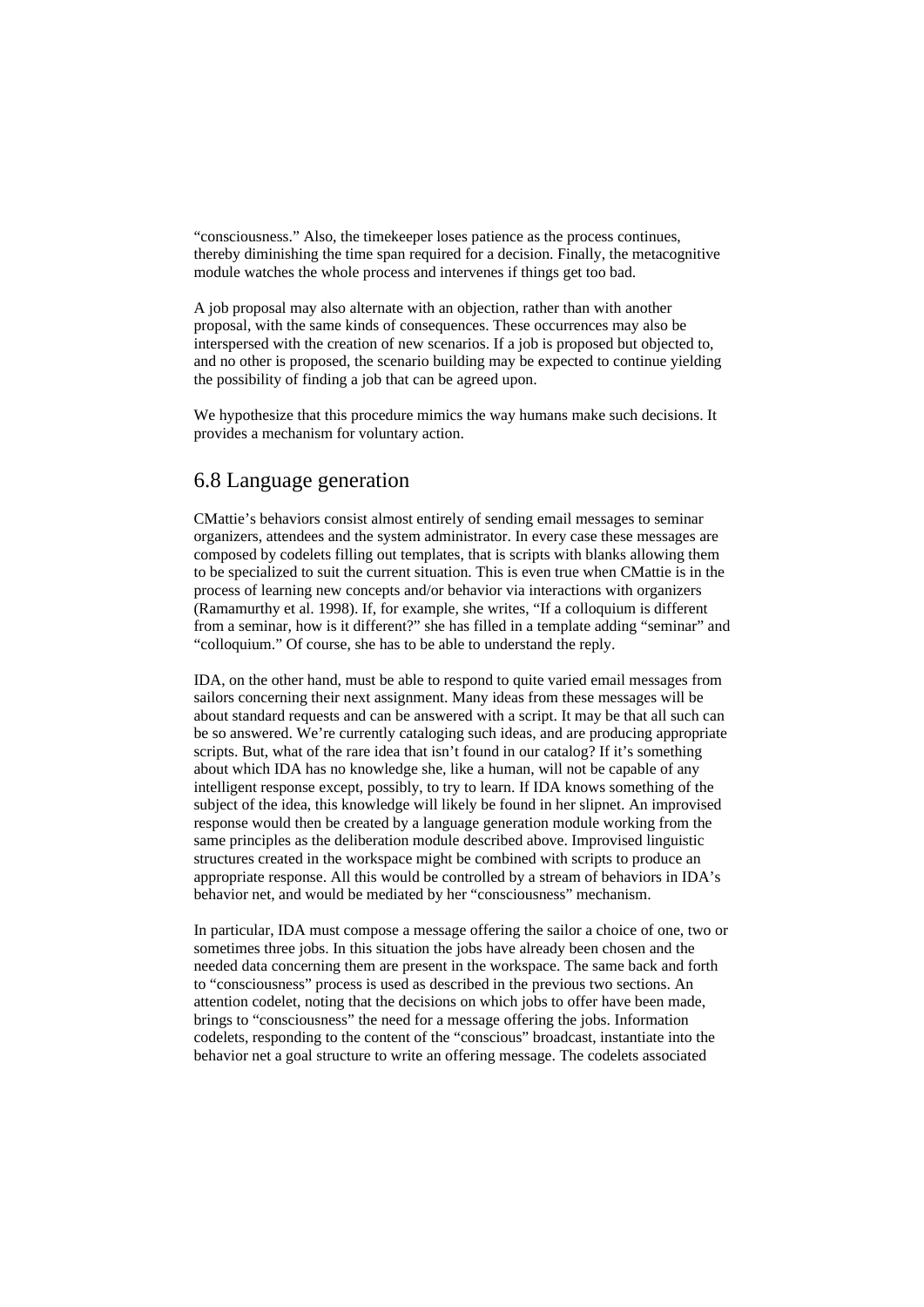“consciousness.” Also, the timekeeper loses patience as the process continues, thereby diminishing the time span required for a decision. Finally, the metacognitive module watches the whole process and intervenes if things get too bad.

A job proposal may also alternate with an objection, rather than with another proposal, with the same kinds of consequences. These occurrences may also be interspersed with the creation of new scenarios. If a job is proposed but objected to, and no other is proposed, the scenario building may be expected to continue yielding the possibility of finding a job that can be agreed upon.

We hypothesize that this procedure mimics the way humans make such decisions. It provides a mechanism for voluntary action.

## 6.8 Language generation

CMattie’s behaviors consist almost entirely of sending email messages to seminar organizers, attendees and the system administrator. In every case these messages are composed by codelets filling out templates, that is scripts with blanks allowing them to be specialized to suit the current situation. This is even true when CMattie is in the process of learning new concepts and/or behavior via interactions with organizers (Ramamurthy et al. 1998). If, for example, she writes, “If a colloquium is different from a seminar, how is it different?” she has filled in a template adding “seminar” and “colloquium.” Of course, she has to be able to understand the reply.

IDA, on the other hand, must be able to respond to quite varied email messages from sailors concerning their next assignment. Many ideas from these messages will be about standard requests and can be answered with a script. It may be that all such can be so answered. We’re currently cataloging such ideas, and are producing appropriate scripts. But, what of the rare idea that isn’t found in our catalog? If it’s something about which IDA has no knowledge she, like a human, will not be capable of any intelligent response except, possibly, to try to learn. If IDA knows something of the subject of the idea, this knowledge will likely be found in her slipnet. An improvised response would then be created by a language generation module working from the same principles as the deliberation module described above. Improvised linguistic structures created in the workspace might be combined with scripts to produce an appropriate response. All this would be controlled by a stream of behaviors in IDA’s behavior net, and would be mediated by her “consciousness” mechanism.

In particular, IDA must compose a message offering the sailor a choice of one, two or sometimes three jobs. In this situation the jobs have already been chosen and the needed data concerning them are present in the workspace. The same back and forth to “consciousness” process is used as described in the previous two sections. An attention codelet, noting that the decisions on which jobs to offer have been made, brings to “consciousness” the need for a message offering the jobs. Information codelets, responding to the content of the “conscious” broadcast, instantiate into the behavior net a goal structure to write an offering message. The codelets associated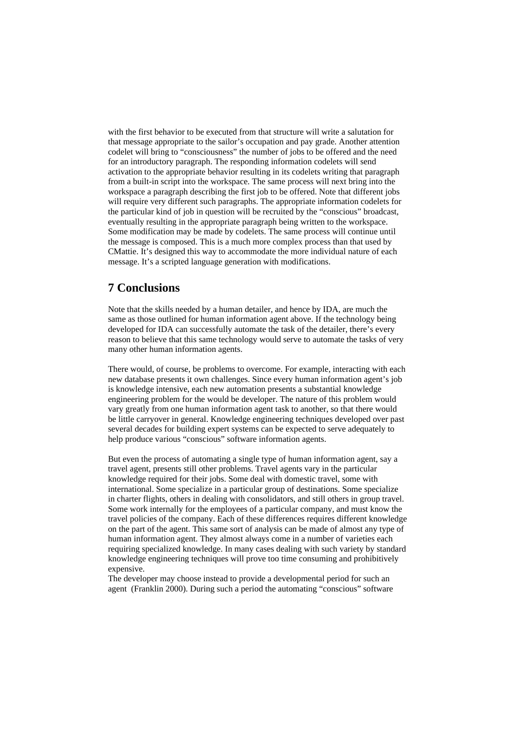with the first behavior to be executed from that structure will write a salutation for that message appropriate to the sailor's occupation and pay grade. Another attention codelet will bring to "consciousness" the number of jobs to be offered and the need for an introductory paragraph. The responding information codelets will send activation to the appropriate behavior resulting in its codelets writing that paragraph from a built-in script into the workspace. The same process will next bring into the workspace a paragraph describing the first job to be offered. Note that different jobs will require very different such paragraphs. The appropriate information codelets for the particular kind of job in question will be recruited by the "conscious" broadcast, eventually resulting in the appropriate paragraph being written to the workspace. Some modification may be made by codelets. The same process will continue until the message is composed. This is a much more complex process than that used by CMattie. It's designed this way to accommodate the more individual nature of each message. It's a scripted language generation with modifications.

## 7 Conclusions

Note that the skills needed by a human detailer, and hence by IDA, are much the same as those outlined for human information agent above. If the technology being developed for IDA can successfully automate the task of the detailer, there's every reason to believe that this same technology would serve to automate the tasks of very many other human information agents.

There would, of course, be problems to overcome. For example, interacting with each new database presents it own challenges. Since every human information agent's job is knowledge intensive, each new automation presents a substantial knowledge engineering problem for the would be developer. The nature of this problem would vary greatly from one human information agent task to another, so that there would be little carryover in general. Knowledge engineering techniques developed over past several decades for building expert systems can be expected to serve adequately to help produce various "conscious" software information agents.

But even the process of automating a single type of human information agent, say a travel agent, presents still other problems. Travel agents vary in the particular knowledge required for their jobs. Some deal with domestic travel, some with international. Some specialize in a particular group of destinations. Some specialize in charter flights, others in dealing with consolidators, and still others in group travel. Some work internally for the employees of a particular company, and must know the travel policies of the company. Each of these differences requires different knowledge on the part of the agent. This same sort of analysis can be made of almost any type of human information agent. They almost always come in a number of varieties each requiring specialized knowledge. In many cases dealing with such variety by standard knowledge engineering techniques will prove too time consuming and prohibitively expensive.

The developer may choose instead to provide a developmental period for such an agent (Franklin 2000). During such a period the automating "conscious" software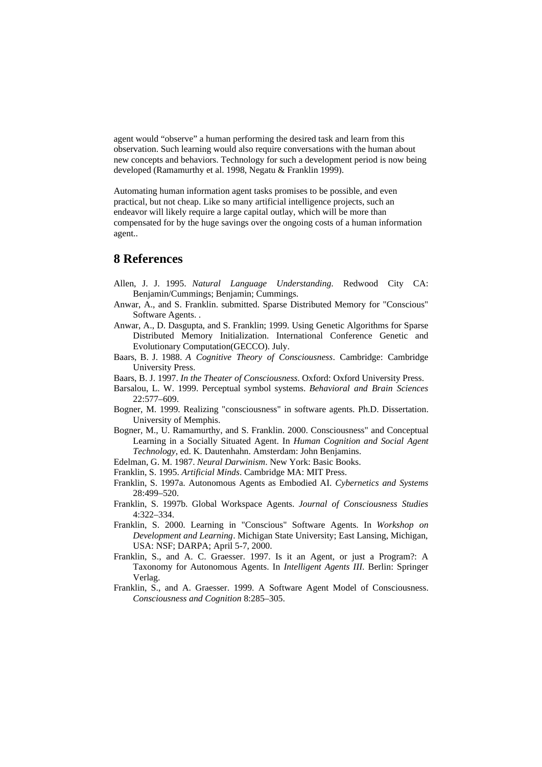agent would "observe" a human performing the desired task and learn from this observation. Such learning would also require conversations with the human about new concepts and behaviors. Technology for such a development period is now being developed (Ramamurthy et al. 1998, Negatu & Franklin 1999).

Automating human information agent tasks promises to be possible, and even practical, but not cheap. Like so many artificial intelligence projects, such an endeavor will likely require a large capital outlay, which will be more than compensated for by the huge savings over the ongoing costs of a human information agent..

## 8 References

Allen, J. J. 1995. *Natural Language Understanding*. Redwood City CA: Benjamin/Cummings; Benjamin; Cummings.

Anwar, A., and S. Franklin. submitted. Sparse Distributed Memory for "Conscious" Software Agents. .

Anwar, A., D. Dasgupta, and S. Franklin; 1999. Using Genetic Algorithms for Sparse Distributed Memory Initialization. International Conference Genetic and Evolutionary Computation(GECCO). July.

Baars, B. J. 1988. *A Cognitive Theory of Consciousness*. Cambridge: Cambridge University Press.

Baars, B. J. 1997. *In the Theater of Consciousness*. Oxford: Oxford University Press.

Barsalou, L. W. 1999. Perceptual symbol systems. *Behavioral and Brain Sciences* 22:577–609.

Bogner, M. 1999. Realizing "consciousness" in software agents. Ph.D. Dissertation. University of Memphis.

Bogner, M., U. Ramamurthy, and S. Franklin. 2000. Consciousness" and Conceptual Learning in a Socially Situated Agent. In *Human Cognition and Social Agent Technology*, ed. K. Dautenhahn. Amsterdam: John Benjamins.

Edelman, G. M. 1987. *Neural Darwinism*. New York: Basic Books.

Franklin, S. 1995. *Artificial Minds*. Cambridge MA: MIT Press.

Franklin, S. 1997a. Autonomous Agents as Embodied AI. *Cybernetics and Systems* 28:499–520.

Franklin, S. 1997b. Global Workspace Agents. *Journal of Consciousness Studies* 4:322–334.

Franklin, S. 2000. Learning in "Conscious" Software Agents. In *Workshop on Development and Learning*. Michigan State University; East Lansing, Michigan, USA: NSF; DARPA; April 5-7, 2000.

Franklin, S., and A. C. Graesser. 1997. Is it an Agent, or just a Program?: A Taxonomy for Autonomous Agents. In *Intelligent Agents III*. Berlin: Springer Verlag.

Franklin, S., and A. Graesser. 1999. A Software Agent Model of Consciousness. *Consciousness and Cognition* 8:285–305.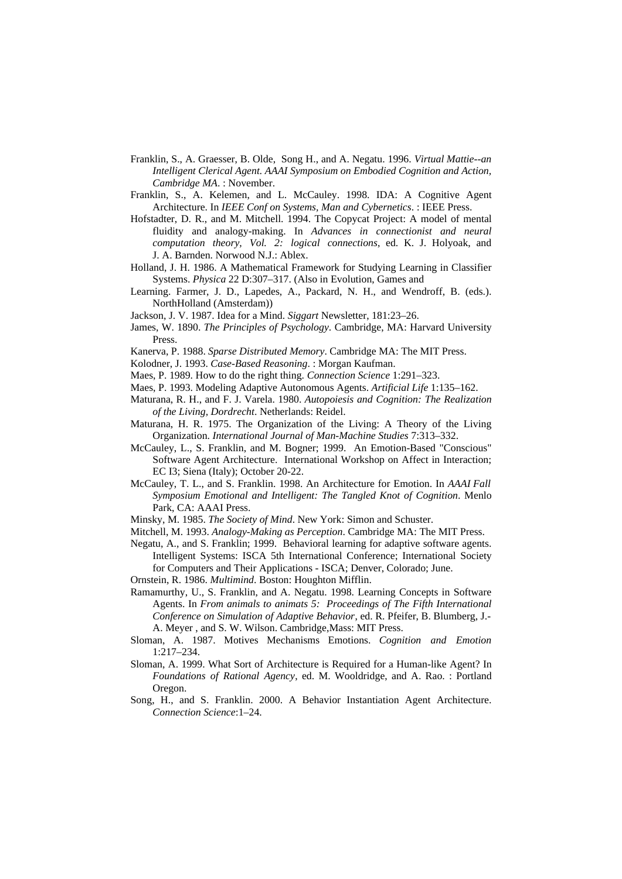Franklin, S., A. Graesser, B. Olde, Song H., and A. Negatu. 1996. *Virtual Mattie--an Intelligent Clerical Agent. AAAI Symposium on Embodied Cognition and Action, Cambridge MA*. : November.

Franklin, S., A. Kelemen, and L. McCauley. 1998. IDA: A Cognitive Agent Architecture. In *IEEE Conf on Systems, Man and Cybernetics*. : IEEE Press.

Hofstadter, D. R., and M. Mitchell. 1994. The Copycat Project: A model of mental fluidity and analogy-making. In *Advances in connectionist and neural computation theory, Vol. 2: logical connections*, ed. K. J. Holyoak, and J. A. Barnden. Norwood N.J.: Ablex.

Holland, J. H. 1986. A Mathematical Framework for Studying Learning in Classifier Systems. *Physica* 22 D:307–317. (Also in Evolution, Games and

Learning. Farmer, J. D., Lapedes, A., Packard, N. H., and Wendroff, B. (eds.). NorthHolland (Amsterdam))

Jackson, J. V. 1987. Idea for a Mind. *Siggart* Newsletter, 181:23–26.

James, W. 1890. *The Principles of Psychology*. Cambridge, MA: Harvard University Press.

Kanerva, P. 1988. *Sparse Distributed Memory*. Cambridge MA: The MIT Press.

Kolodner, J. 1993. *Case-Based Reasoning*. : Morgan Kaufman.

Maes, P. 1989. How to do the right thing. *Connection Science* 1:291–323.

Maes, P. 1993. Modeling Adaptive Autonomous Agents. *Artificial Life* 1:135–162.

Maturana, R. H., and F. J. Varela. 1980. *Autopoiesis and Cognition: The Realization of the Living, Dordrecht*. Netherlands: Reidel.

Maturana, H. R. 1975. The Organization of the Living: A Theory of the Living Organization. *International Journal of Man-Machine Studies* 7:313–332.

McCauley, L., S. Franklin, and M. Bogner; 1999. An Emotion-Based "Conscious" Software Agent Architecture. International Workshop on Affect in Interaction; EC I3; Siena (Italy); October 20-22.

McCauley, T. L., and S. Franklin. 1998. An Architecture for Emotion. In *AAAI Fall Symposium Emotional and Intelligent: The Tangled Knot of Cognition*. Menlo Park, CA: AAAI Press.

Minsky, M. 1985. *The Society of Mind*. New York: Simon and Schuster.

Mitchell, M. 1993. *Analogy-Making as Perception*. Cambridge MA: The MIT Press.

Negatu, A., and S. Franklin; 1999. Behavioral learning for adaptive software agents. Intelligent Systems: ISCA 5th International Conference; International Society for Computers and Their Applications - ISCA; Denver, Colorado; June.

Ornstein, R. 1986. *Multimind*. Boston: Houghton Mifflin.

Ramamurthy, U., S. Franklin, and A. Negatu. 1998. Learning Concepts in Software Agents. In *From animals to animats 5: Proceedings of The Fifth International Conference on Simulation of Adaptive Behavior*, ed. R. Pfeifer, B. Blumberg, J.-A. Meyer , and S. W. Wilson. Cambridge,Mass: MIT Press.

Sloman, A. 1987. Motives Mechanisms Emotions. *Cognition and Emotion* 1:217–234.

Sloman, A. 1999. What Sort of Architecture is Required for a Human-like Agent? In *Foundations of Rational Agency*, ed. M. Wooldridge, and A. Rao. : Portland Oregon.

Song, H., and S. Franklin. 2000. A Behavior Instantiation Agent Architecture. *Connection Science*:1–24.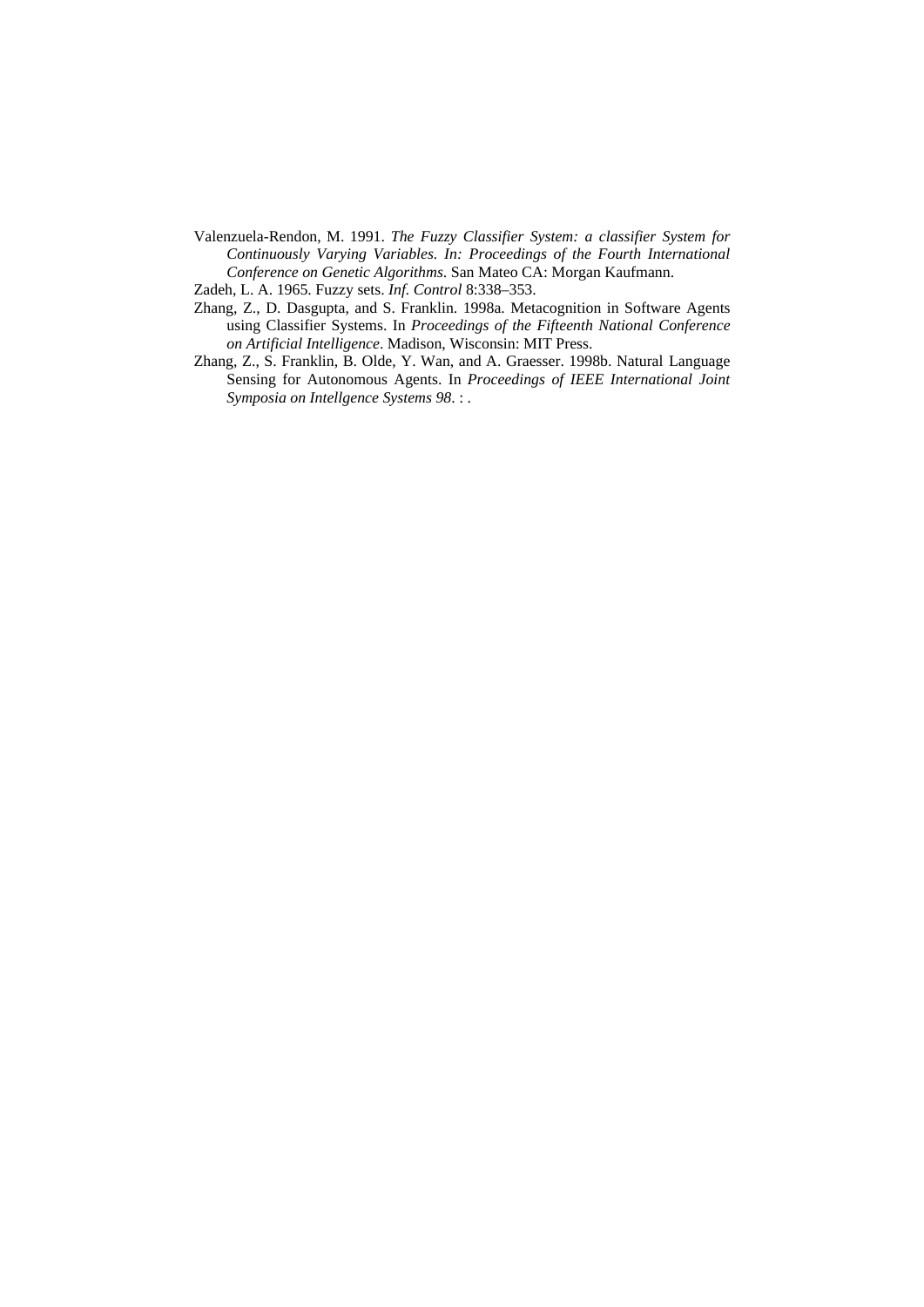Valenzuela-Rendon, M. 1991. *The Fuzzy Classifier System: a classifier System for Continuously Varying Variables. In: Proceedings of the Fourth International Conference on Genetic Algorithms*. San Mateo CA: Morgan Kaufmann.

Zadeh, L. A. 1965. Fuzzy sets. *Inf. Control* 8:338–353.

Zhang, Z., D. Dasgupta, and S. Franklin. 1998a. Metacognition in Software Agents using Classifier Systems. In *Proceedings of the Fifteenth National Conference on Artificial Intelligence*. Madison, Wisconsin: MIT Press.

Zhang, Z., S. Franklin, B. Olde, Y. Wan, and A. Graesser. 1998b. Natural Language Sensing for Autonomous Agents. In *Proceedings of IEEE International Joint Symposia on Intellgence Systems 98*. : .